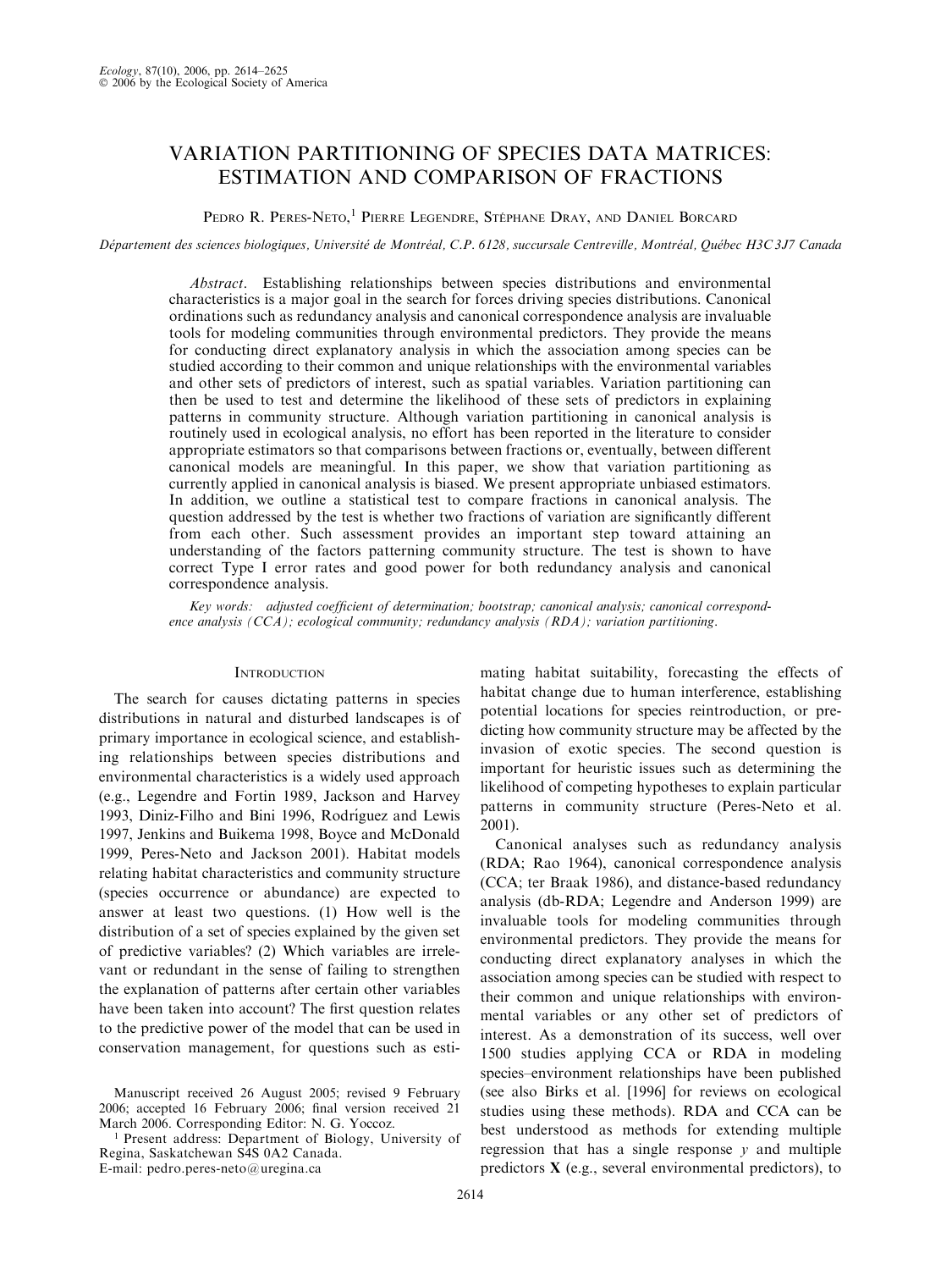# VARIATION PARTITIONING OF SPECIES DATA MATRICES: ESTIMATION AND COMPARISON OF FRACTIONS

Pedro R. Peres-Neto,[1] Pierre Legendre, Stéphane Dray, and Daniel Borcard

*Département des sciences biologiques, Université de Montréal, C.P. 6128, succursale Centreville, Montréal, Québec H3C 3J7 Canada*

*Abstract*. Establishing relationships between species distributions and environmental characteristics is a major goal in the search for forces driving species distributions. Canonical ordinations such as redundancy analysis and canonical correspondence analysis are invaluable tools for modeling communities through environmental predictors. They provide the means for conducting direct explanatory analysis in which the association among species can be studied according to their common and unique relationships with the environmental variables and other sets of predictors of interest, such as spatial variables. Variation partitioning can then be used to test and determine the likelihood of these sets of predictors in explaining patterns in community structure. Although variation partitioning in canonical analysis is routinely used in ecological analysis, no effort has been reported in the literature to consider appropriate estimators so that comparisons between fractions or, eventually, between different canonical models are meaningful. In this paper, we show that variation partitioning as currently applied in canonical analysis is biased. We present appropriate unbiased estimators. In addition, we outline a statistical test to compare fractions in canonical analysis. The question addressed by the test is whether two fractions of variation are significantly different from each other. Such assessment provides an important step toward attaining an understanding of the factors patterning community structure. The test is shown to have correct Type I error rates and good power for both redundancy analysis and canonical correspondence analysis.

*Key words: adjusted coefficient of determination; bootstrap; canonical analysis; canonical correspondence analysis (CCA); ecological community; redundancy analysis (RDA); variation partitioning.*

## Introduction

The search for causes dictating patterns in species distributions in natural and disturbed landscapes is of primary importance in ecological science, and establishing relationships between species distributions and environmental characteristics is a widely used approach (e.g., Legendre and Fortin 1989, Jackson and Harvey 1993, Diniz-Filho and Bini 1996, Rodríguez and Lewis 1997, Jenkins and Buikema 1998, Boyce and McDonald 1999, Peres-Neto and Jackson 2001). Habitat models relating habitat characteristics and community structure (species occurrence or abundance) are expected to answer at least two questions. (1) How well is the distribution of a set of species explained by the given set of predictive variables? (2) Which variables are irrelevant or redundant in the sense of failing to strengthen the explanation of patterns after certain other variables have been taken into account? The first question relates to the predictive power of the model that can be used in conservation management, for questions such as estimating habitat suitability, forecasting the effects of habitat change due to human interference, establishing potential locations for species reintroduction, or predicting how community structure may be affected by the invasion of exotic species. The second question is important for heuristic issues such as determining the likelihood of competing hypotheses to explain particular patterns in community structure (Peres-Neto et al. 2001).

Canonical analyses such as redundancy analysis (RDA; Rao 1964), canonical correspondence analysis (CCA; ter Braak 1986), and distance-based redundancy analysis (db-RDA; Legendre and Anderson 1999) are invaluable tools for modeling communities through environmental predictors. They provide the means for conducting direct explanatory analyses in which the association among species can be studied with respect to their common and unique relationships with environmental variables or any other set of predictors of interest. As a demonstration of its success, well over 1500 studies applying CCA or RDA in modeling species–environment relationships have been published (see also Birks et al. [1996] for reviews on ecological studies using these methods). RDA and CCA can be best understood as methods for extending multiple regression that has a single response $y$ and multiple predictors $\mathbf{X}$ (e.g., several environmental predictors), to

Manuscript received 26 August 2005; revised 9 February 2006; accepted 16 February 2006; final version received 21 March 2006. Corresponding Editor: N. G. Yoccoz.

[1] Present address: Department of Biology, University of Regina, Saskatchewan S4S 0A2 Canada. E-mail: pedro.peres-neto@uregina.ca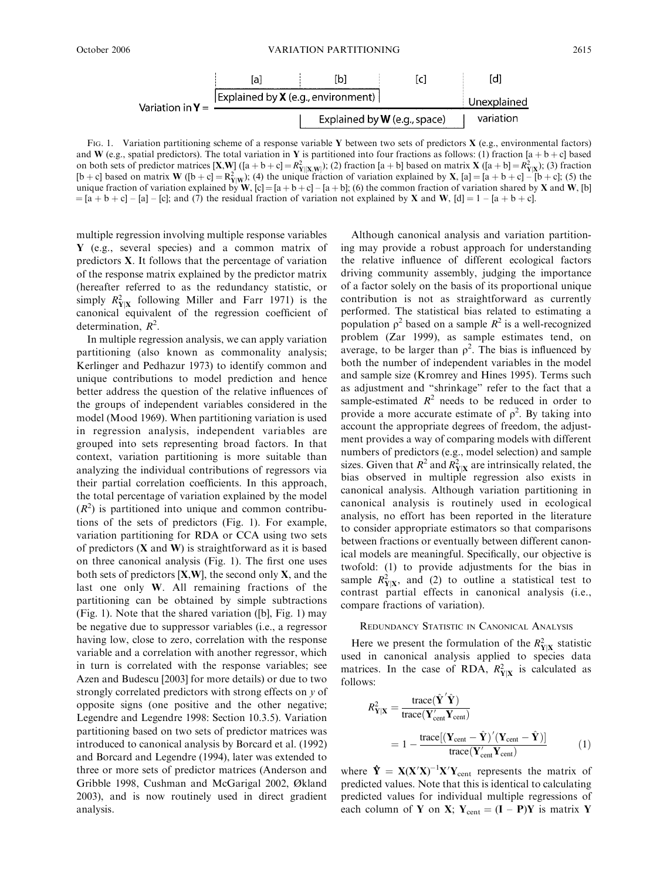Variation in $\mathbf{Y}$ = [a] [b] [c] [d]; Explained by $\mathbf{X}$ (e.g., environment); Explained by $\mathbf{W}$ (e.g., space); Unexplained variation

FIG. 1. Variation partitioning scheme of a response variable $\mathbf{Y}$ between two sets of predictors $\mathbf{X}$ (e.g., environmental factors) and $\mathbf{W}$ (e.g., spatial predictors). The total variation in $\mathbf{Y}$ is partitioned into four fractions as follows: (1) fraction [a + b + c] based on both sets of predictor matrices [$\mathbf{X}$,$\mathbf{W}$] ([a + b + c] = $R^2_{\mathbf{Y}|[\mathbf{X},\mathbf{W}]}$); (2) fraction [a + b] based on matrix $\mathbf{X}$ ([a + b] = $R^2_{\mathbf{Y}|\mathbf{X}}$); (3) fraction [b + c] based on matrix $\mathbf{W}$ ([b + c] = $R^2_{\mathbf{Y}|\mathbf{W}}$); (4) the unique fraction of variation explained by $\mathbf{X}$, [a] = [a + b + c] – [b + c]; (5) the unique fraction of variation explained by $\mathbf{W}$, [c] = [a + b + c] – [a + b]; (6) the common fraction of variation shared by $\mathbf{X}$ and $\mathbf{W}$, [b] = [a + b + c] – [a] – [c]; and (7) the residual fraction of variation not explained by $\mathbf{X}$ and $\mathbf{W}$, [d] = 1 – [a + b + c].

multiple regression involving multiple response variables $\mathbf{Y}$ (e.g., several species) and a common matrix of predictors $\mathbf{X}$. It follows that the percentage of variation of the response matrix explained by the predictor matrix (hereafter referred to as the redundancy statistic, or simply $R^2_{\mathbf{Y}|\mathbf{X}}$ following Miller and Farr 1971) is the canonical equivalent of the regression coefficient of determination, $R^2$.

In multiple regression analysis, we can apply variation partitioning (also known as commonality analysis; Kerlinger and Pedhazur 1973) to identify common and unique contributions to model prediction and hence better address the question of the relative influences of the groups of independent variables considered in the model (Mood 1969). When partitioning variation is used in regression analysis, independent variables are grouped into sets representing broad factors. In that context, variation partitioning is more suitable than analyzing the individual contributions of regressors via their partial correlation coefficients. In this approach, the total percentage of variation explained by the model ($R^2$) is partitioned into unique and common contributions of the sets of predictors (Fig. 1). For example, variation partitioning for RDA or CCA using two sets of predictors ($\mathbf{X}$ and $\mathbf{W}$) is straightforward as it is based on three canonical analysis (Fig. 1). The first one uses both sets of predictors [$\mathbf{X}$,$\mathbf{W}$], the second only $\mathbf{X}$, and the last one only $\mathbf{W}$. All remaining fractions of the partitioning can be obtained by simple subtractions (Fig. 1). Note that the shared variation ([b], Fig. 1) may be negative due to suppressor variables (i.e., a regressor having low, close to zero, correlation with the response variable and a correlation with another regressor, which in turn is correlated with the response variables; see Azen and Budescu [2003] for more details) or due to two strongly correlated predictors with strong effects on $y$ of opposite signs (one positive and the other negative; Legendre and Legendre 1998: Section 10.3.5). Variation partitioning based on two sets of predictor matrices was introduced to canonical analysis by Borcard et al. (1992) and Borcard and Legendre (1994), later was extended to three or more sets of predictor matrices (Anderson and Gribble 1998, Cushman and McGarigal 2002, Økland 2003), and is now routinely used in direct gradient analysis.

Although canonical analysis and variation partitioning may provide a robust approach for understanding the relative influence of different ecological factors driving community assembly, judging the importance of a factor solely on the basis of its proportional unique contribution is not as straightforward as currently performed. The statistical bias related to estimating a population $\rho^2$ based on a sample $R^2$ is a well-recognized problem (Zar 1999), as sample estimates tend, on average, to be larger than $\rho^2$. The bias is influenced by both the number of independent variables in the model and sample size (Kromrey and Hines 1995). Terms such as adjustment and "shrinkage" refer to the fact that a sample-estimated $R^2$ needs to be reduced in order to provide a more accurate estimate of $\rho^2$. By taking into account the appropriate degrees of freedom, the adjustment provides a way of comparing models with different numbers of predictors (e.g., model selection) and sample sizes. Given that $R^2$ and $R^2_{\mathbf{Y}|\mathbf{X}}$ are intrinsically related, the bias observed in multiple regression also exists in canonical analysis. Although variation partitioning in canonical analysis is routinely used in ecological analysis, no effort has been reported in the literature to consider appropriate estimators so that comparisons between fractions or eventually between different canonical models are meaningful. Specifically, our objective is twofold: (1) to provide adjustments for the bias in sample $R^2_{\mathbf{Y}|\mathbf{X}}$, and (2) to outline a statistical test to contrast partial effects in canonical analysis (i.e., compare fractions of variation).

## Redundancy Statistic in Canonical Analysis

Here we present the formulation of the $R^2_{\mathbf{Y}|\mathbf{X}}$ statistic used in canonical analysis applied to species data matrices. In the case of RDA, $R^2_{\mathbf{Y}|\mathbf{X}}$ is calculated as follows:

$$R^2_{\mathbf{Y}|\mathbf{X}} = \frac{\text{trace}(\hat{\mathbf{Y}}'\hat{\mathbf{Y}})}{\text{trace}(\mathbf{Y}'_{\text{cent}}\mathbf{Y}_{\text{cent}})} = 1 - \frac{\text{trace}[(\mathbf{Y}_{\text{cent}} - \hat{\mathbf{Y}})'(\mathbf{Y}_{\text{cent}} - \hat{\mathbf{Y}})]}{\text{trace}(\mathbf{Y}'_{\text{cent}}\mathbf{Y}_{\text{cent}})} \quad (1)$$

where $\hat{\mathbf{Y}} = \mathbf{X}(\mathbf{X}'\mathbf{X})^{-1}\mathbf{X}'\mathbf{Y}_{\text{cent}}$ represents the matrix of predicted values. Note that this is identical to calculating predicted values for individual multiple regressions of each column of $\mathbf{Y}$ on $\mathbf{X}$; $\mathbf{Y}_{\text{cent}} = (\mathbf{I} - \mathbf{P})\mathbf{Y}$ is matrix $\mathbf{Y}$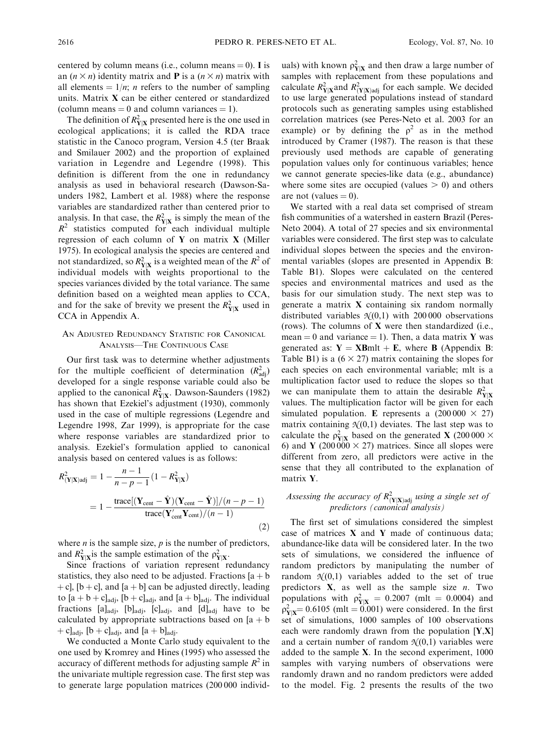centered by column means (i.e., column means = 0). **I** is an $(n \times n)$ identity matrix and **P** is a $(n \times n)$ matrix with all elements = $1/n$; $n$ refers to the number of sampling units. Matrix **X** can be either centered or standardized (column means = 0 and column variances = 1).

The definition of $R^2_{\mathbf{Y}|\mathbf{X}}$ presented here is the one used in ecological applications; it is called the RDA trace statistic in the Canoco program, Version 4.5 (ter Braak and Smilauer 2002) and the proportion of explained variation in Legendre and Legendre (1998). This definition is different from the one in redundancy analysis as used in behavioral research (Dawson-Saunders 1982, Lambert et al. 1988) where the response variables are standardized rather than centered prior to analysis. In that case, the $R^2_{\mathbf{Y}|\mathbf{X}}$ is simply the mean of the $R^2$ statistics computed for each individual multiple regression of each column of **Y** on matrix **X** (Miller 1975). In ecological analysis the species are centered and not standardized, so $R^2_{\mathbf{Y}|\mathbf{X}}$ is a weighted mean of the $R^2$ of individual models with weights proportional to the species variances divided by the total variance. The same definition based on a weighted mean applies to CCA, and for the sake of brevity we present the $R^2_{\mathbf{Y}|\mathbf{X}}$ used in CCA in Appendix A.

## An Adjusted Redundancy Statistic for Canonical Analysis—The Continuous Case

Our first task was to determine whether adjustments for the multiple coefficient of determination ($R^2_{\mathrm{adj}}$) developed for a single response variable could also be applied to the canonical $R^2_{\mathbf{Y}|\mathbf{X}}$. Dawson-Saunders (1982) has shown that Ezekiel's adjustment (1930), commonly used in the case of multiple regressions (Legendre and Legendre 1998, Zar 1999), is appropriate for the case where response variables are standardized prior to analysis. Ezekiel's formulation applied to canonical analysis based on centered values is as follows:

$$R^2_{(\mathbf{Y}|\mathbf{X})\mathrm{adj}} = 1 - \frac{n-1}{n-p-1}(1 - R^2_{\mathbf{Y}|\mathbf{X}})$$
$$= 1 - \frac{\mathrm{trace}[(\mathbf{Y}_{\mathrm{cent}} - \hat{\mathbf{Y}})(\mathbf{Y}_{\mathrm{cent}} - \hat{\mathbf{Y}})]/(n-p-1)}{\mathrm{trace}(\mathbf{Y}'_{\mathrm{cent}}\mathbf{Y}_{\mathrm{cent}})/(n-1)} \tag{2}$$

where $n$ is the sample size, $p$ is the number of predictors, and $R^2_{\mathbf{Y}|\mathbf{X}}$ is the sample estimation of the $\rho^2_{\mathbf{Y}|\mathbf{X}}$.

Since fractions of variation represent redundancy statistics, they also need to be adjusted. Fractions [a + b + c], [b + c], and [a + b] can be adjusted directly, leading to $[\mathrm{a + b + c}]_{\mathrm{adj}}$, $[\mathrm{b + c}]_{\mathrm{adj}}$, and $[\mathrm{a + b}]_{\mathrm{adj}}$. The individual fractions $[\mathrm{a}]_{\mathrm{adj}}$, $[\mathrm{b}]_{\mathrm{adj}}$, $[\mathrm{c}]_{\mathrm{adj}}$, and $[\mathrm{d}]_{\mathrm{adj}}$ have to be calculated by appropriate subtractions based on $[\mathrm{a + b + c}]_{\mathrm{adj}}$, $[\mathrm{b + c}]_{\mathrm{adj}}$, and $[\mathrm{a + b}]_{\mathrm{adj}}$.

We conducted a Monte Carlo study equivalent to the one used by Kromrey and Hines (1995) who assessed the accuracy of different methods for adjusting sample $R^2$ in the univariate multiple regression case. The first step was to generate large population matrices (200 000 individuals) with known $\rho^2_{\mathbf{Y}|\mathbf{X}}$ and then draw a large number of samples with replacement from these populations and calculate $R^2_{\mathbf{Y}|\mathbf{X}}$ and $R^2_{(\mathbf{Y}|\mathbf{X})\mathrm{adj}}$ for each sample. We decided to use large generated populations instead of standard protocols such as generating samples using established correlation matrices (see Peres-Neto et al. 2003 for an example) or by defining the $\rho^2$ as in the method introduced by Cramer (1987). The reason is that these previously used methods are capable of generating population values only for continuous variables; hence we cannot generate species-like data (e.g., abundance) where some sites are occupied (values > 0) and others are not (values = 0).

We started with a real data set comprised of stream fish communities of a watershed in eastern Brazil (Peres-Neto 2004). A total of 27 species and six environmental variables were considered. The first step was to calculate individual slopes between the species and the environmental variables (slopes are presented in Appendix B: Table B1). Slopes were calculated on the centered species and environmental matrices and used as the basis for our simulation study. The next step was to generate a matrix **X** containing six random normally distributed variables $\mathcal{N}(0,1)$ with 200 000 observations (rows). The columns of **X** were then standardized (i.e., mean = 0 and variance = 1). Then, a data matrix **Y** was generated as: $\mathbf{Y} = \mathbf{XB}\mathrm{mlt} + \mathbf{E}$, where **B** (Appendix B: Table B1) is a $(6 \times 27)$ matrix containing the slopes for each species on each environmental variable; mlt is a multiplication factor used to reduce the slopes so that we can manipulate them to attain the desirable $R^2_{\mathbf{Y}|\mathbf{X}}$ values. The multiplication factor will be given for each simulated population. **E** represents a $(200\,000 \times 27)$ matrix containing $\mathcal{N}(0,1)$ deviates. The last step was to calculate the $\rho^2_{\mathbf{Y}|\mathbf{X}}$ based on the generated **X** $(200\,000 \times 6)$ and **Y** $(200\,000 \times 27)$ matrices. Since all slopes were different from zero, all predictors were active in the sense that they all contributed to the explanation of matrix **Y**.

### *Assessing the accuracy of $R^2_{(\mathbf{Y}|\mathbf{X})\mathrm{adj}}$ using a single set of predictors (canonical analysis)*

The first set of simulations considered the simplest case of matrices **X** and **Y** made of continuous data; abundance-like data will be considered later. In the two sets of simulations, we considered the influence of random predictors by manipulating the number of random $\mathcal{N}(0,1)$ variables added to the set of true predictors **X**, as well as the sample size $n$. Two populations with $\rho^2_{\mathbf{Y}|\mathbf{X}} = 0.2007$ (mlt = 0.0004) and $\rho^2_{\mathbf{Y}|\mathbf{X}} = 0.6105$ (mlt = 0.001) were considered. In the first set of simulations, 1000 samples of 100 observations each were randomly drawn from the population [**Y**,**X**] and a certain number of random $\mathcal{N}(0,1)$ variables were added to the sample **X**. In the second experiment, 1000 samples with varying numbers of observations were randomly drawn and no random predictors were added to the model. Fig. 2 presents the results of the two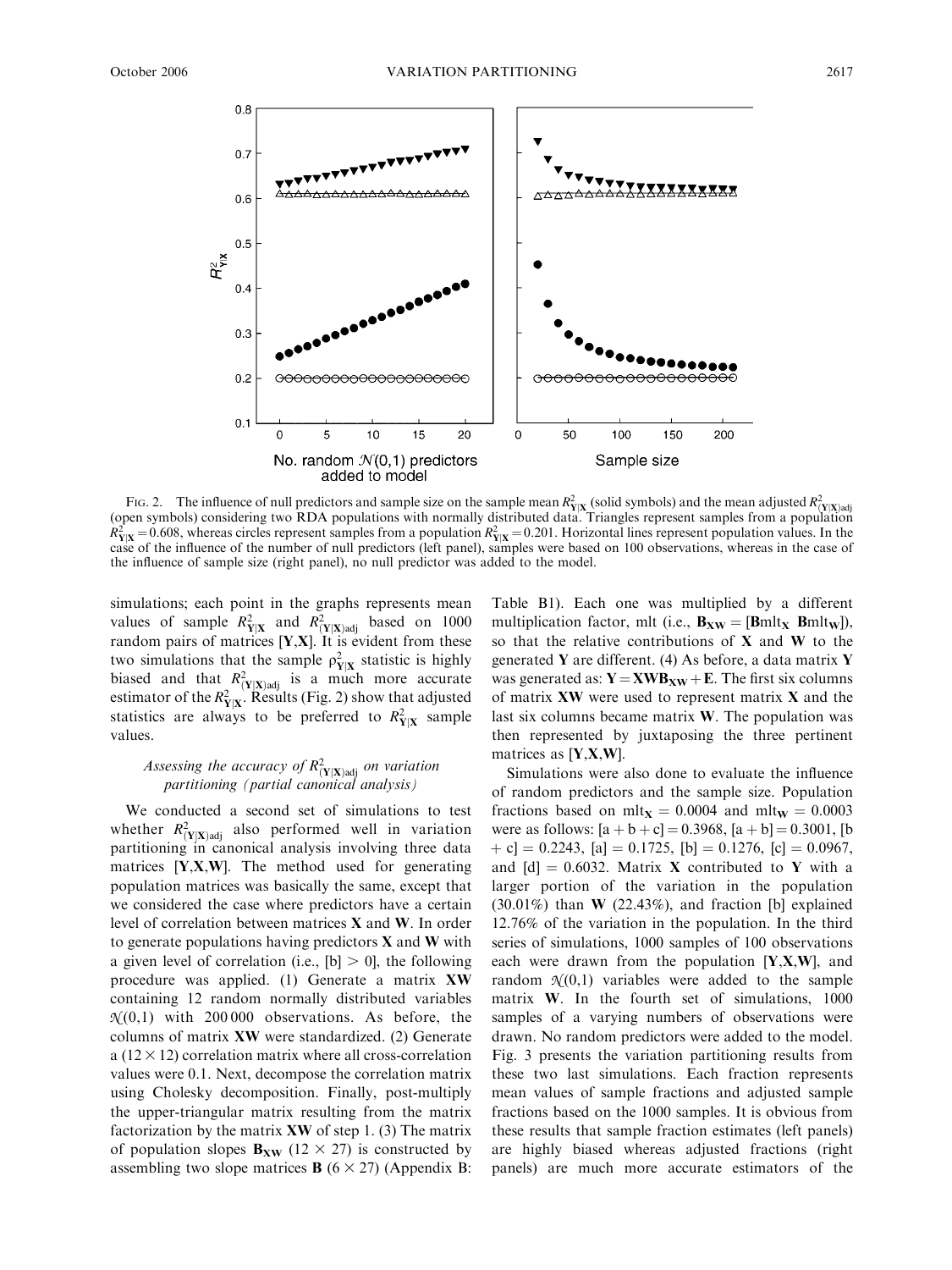FIG. 2. The influence of null predictors and sample size on the sample mean $R^2_{\mathbf{Y}|\mathbf{X}}$ (solid symbols) and the mean adjusted $R^2_{(\mathbf{Y}|\mathbf{X})\text{adj}}$ (open symbols) considering two RDA populations with normally distributed data. Triangles represent samples from a population $R^2_{\mathbf{Y}|\mathbf{X}} = 0.608$, whereas circles represent samples from a population $R^2_{\mathbf{Y}|\mathbf{X}} = 0.201$. Horizontal lines represent population values. In the case of the influence of the number of null predictors (left panel), samples were based on 100 observations, whereas in the case of the influence of sample size (right panel), no null predictor was added to the model.

simulations; each point in the graphs represents mean values of sample $R^2_{\mathbf{Y}|\mathbf{X}}$ and $R^2_{(\mathbf{Y}|\mathbf{X})\text{adj}}$ based on 1000 random pairs of matrices [**Y**,**X**]. It is evident from these two simulations that the sample $\rho^2_{\mathbf{Y}|\mathbf{X}}$ statistic is highly biased and that $R^2_{(\mathbf{Y}|\mathbf{X})\text{adj}}$ is a much more accurate estimator of the $R^2_{\mathbf{Y}|\mathbf{X}}$. Results (Fig. 2) show that adjusted statistics are always to be preferred to $R^2_{\mathbf{Y}|\mathbf{X}}$ sample values.

### *Assessing the accuracy of $R^2_{(\mathbf{Y}|\mathbf{X})\text{adj}}$ on variation partitioning (partial canonical analysis)*

We conducted a second set of simulations to test whether $R^2_{(\mathbf{Y}|\mathbf{X})\text{adj}}$ also performed well in variation partitioning in canonical analysis involving three data matrices [**Y**,**X**,**W**]. The method used for generating population matrices was basically the same, except that we considered the case where predictors have a certain level of correlation between matrices **X** and **W**. In order to generate populations having predictors **X** and **W** with a given level of correlation (i.e., [b] > 0], the following procedure was applied. (1) Generate a matrix **XW** containing 12 random normally distributed variables $\mathcal{N}(0,1)$ with 200 000 observations. As before, the columns of matrix **XW** were standardized. (2) Generate a (12 × 12) correlation matrix where all cross-correlation values were 0.1. Next, decompose the correlation matrix using Cholesky decomposition. Finally, post-multiply the upper-triangular matrix resulting from the matrix factorization by the matrix **XW** of step 1. (3) The matrix of population slopes $\mathbf{B}_{\mathbf{XW}}$ (12 × 27) is constructed by assembling two slope matrices **B** (6 × 27) (Appendix B: Table B1). Each one was multiplied by a different multiplication factor, mlt (i.e., $\mathbf{B}_{\mathbf{XW}} = [\mathbf{B}\text{mlt}_{\mathbf{X}}\ \mathbf{B}\text{mlt}_{\mathbf{W}}]$), so that the relative contributions of **X** and **W** to the generated **Y** are different. (4) As before, a data matrix **Y** was generated as: $\mathbf{Y} = \mathbf{XW}\mathbf{B}_{\mathbf{XW}} + \mathbf{E}$. The first six columns of matrix **XW** were used to represent matrix **X** and the last six columns became matrix **W**. The population was then represented by juxtaposing the three pertinent matrices as [**Y**,**X**,**W**].

Simulations were also done to evaluate the influence of random predictors and the sample size. Population fractions based on $\text{mlt}_{\mathbf{X}} = 0.0004$ and $\text{mlt}_{\mathbf{W}} = 0.0003$ were as follows: [a + b + c] = 0.3968, [a + b] = 0.3001, [b + c] = 0.2243, [a] = 0.1725, [b] = 0.1276, [c] = 0.0967, and [d] = 0.6032. Matrix **X** contributed to **Y** with a larger portion of the variation in the population (30.01%) than **W** (22.43%), and fraction [b] explained 12.76% of the variation in the population. In the third series of simulations, 1000 samples of 100 observations each were drawn from the population [**Y**,**X**,**W**], and random $\mathcal{N}(0,1)$ variables were added to the sample matrix **W**. In the fourth set of simulations, 1000 samples of a varying numbers of observations were drawn. No random predictors were added to the model. Fig. 3 presents the variation partitioning results from these two last simulations. Each fraction represents mean values of sample fractions and adjusted sample fractions based on the 1000 samples. It is obvious from these results that sample fraction estimates (left panels) are highly biased whereas adjusted fractions (right panels) are much more accurate estimators of the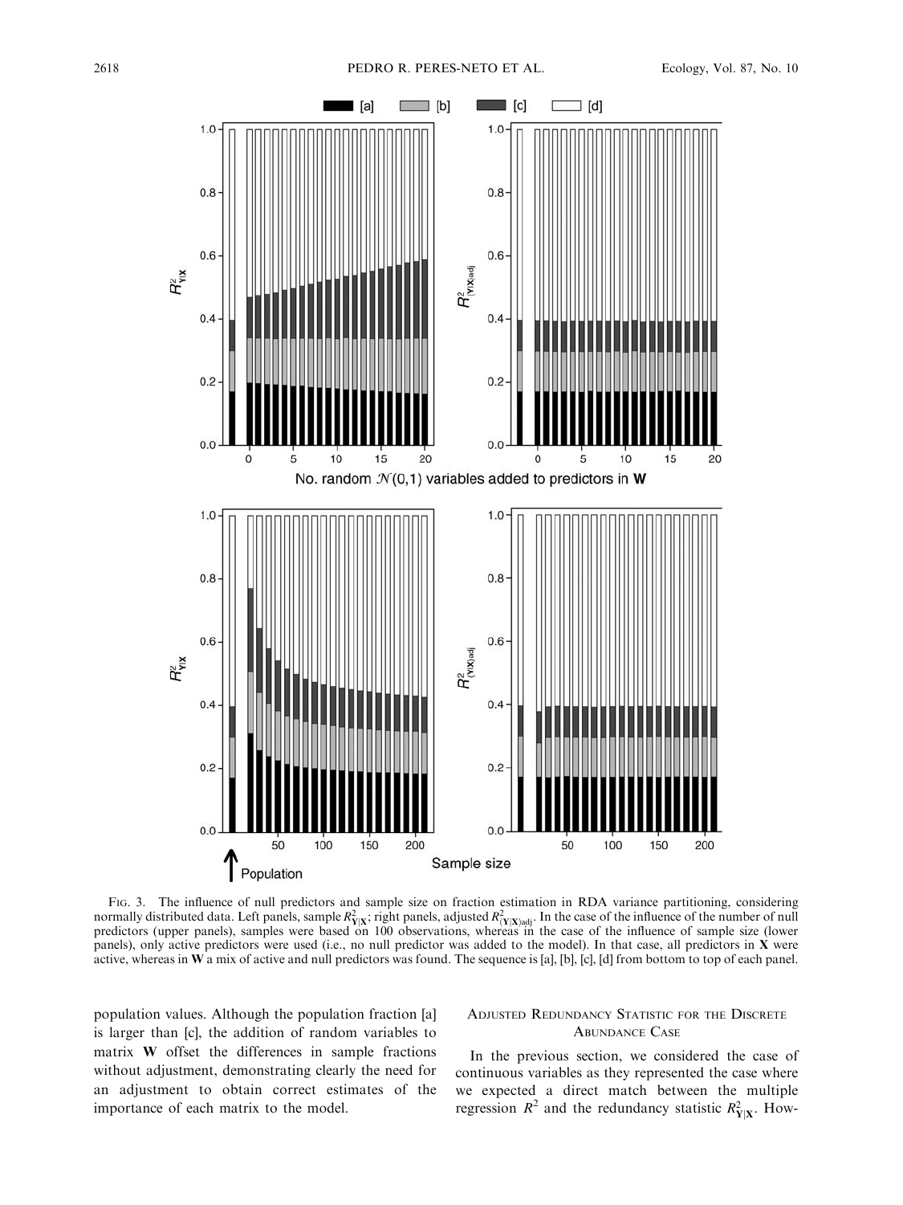FIG. 3. The influence of null predictors and sample size on fraction estimation in RDA variance partitioning, considering normally distributed data. Left panels, sample $R^2_{\mathbf{Y}|\mathbf{X}}$; right panels, adjusted $R^2_{(\mathbf{Y}|\mathbf{X})\text{adj}}$. In the case of the influence of the number of null predictors (upper panels), samples were based on 100 observations, whereas in the case of the influence of sample size (lower panels), only active predictors were used (i.e., no null predictor was added to the model). In that case, all predictors in **X** were active, whereas in **W** a mix of active and null predictors was found. The sequence is [a], [b], [c], [d] from bottom to top of each panel.

population values. Although the population fraction [a] is larger than [c], the addition of random variables to matrix **W** offset the differences in sample fractions without adjustment, demonstrating clearly the need for an adjustment to obtain correct estimates of the importance of each matrix to the model.

## ADJUSTED REDUNDANCY STATISTIC FOR THE DISCRETE ABUNDANCE CASE

In the previous section, we considered the case of continuous variables as they represented the case where we expected a direct match between the multiple regression $R^2$ and the redundancy statistic $R^2_{\mathbf{Y}|\mathbf{X}}$. How-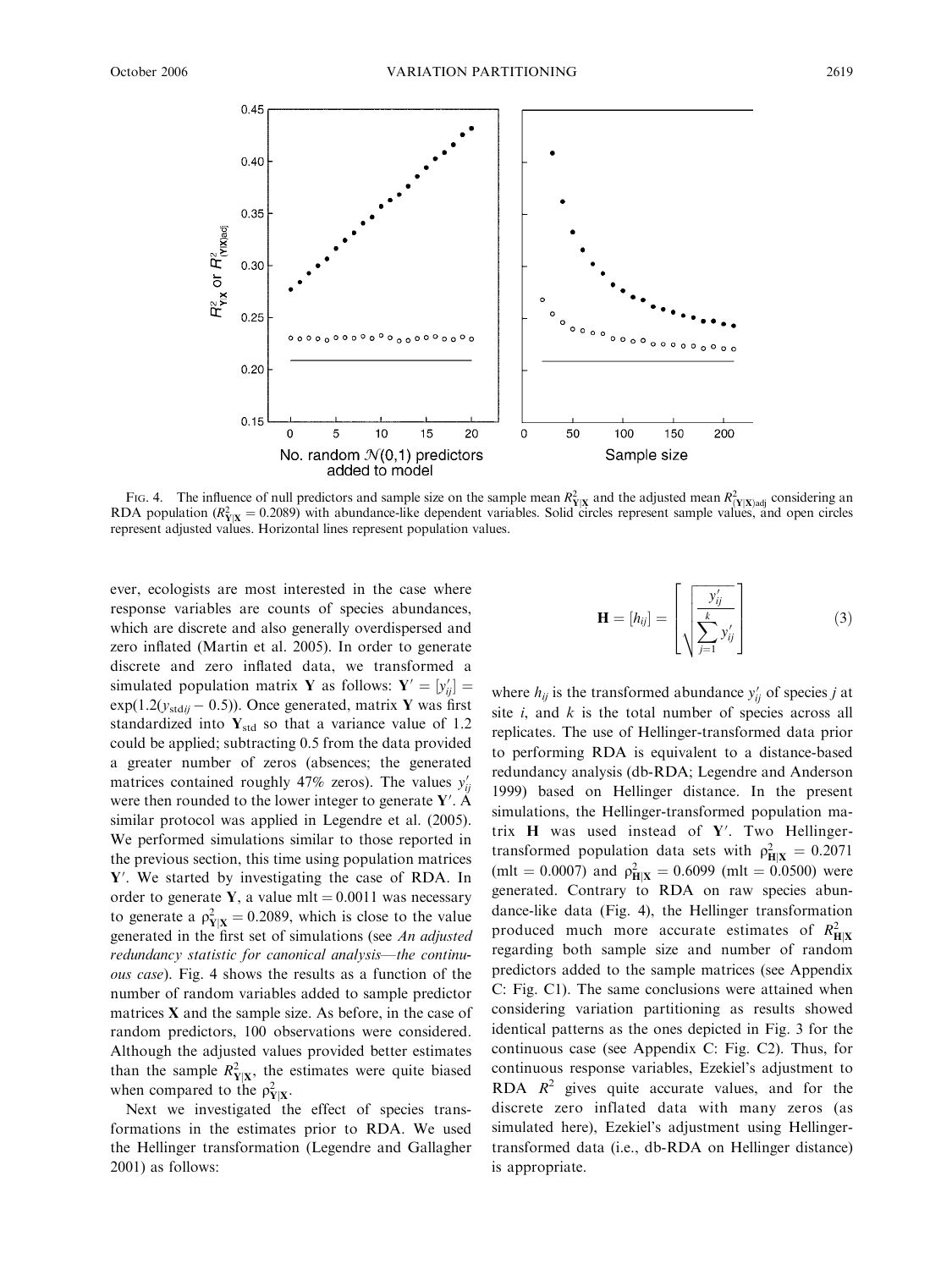FIG. 4. The influence of null predictors and sample size on the sample mean $R^2_{\mathbf{Y}|\mathbf{X}}$ and the adjusted mean $R^2_{(\mathbf{Y}|\mathbf{X})\mathrm{adj}}$ considering an RDA population ($R^2_{\mathbf{Y}|\mathbf{X}} = 0.2089$) with abundance-like dependent variables. Solid circles represent sample values, and open circles represent adjusted values. Horizontal lines represent population values.

ever, ecologists are most interested in the case where response variables are counts of species abundances, which are discrete and also generally overdispersed and zero inflated (Martin et al. 2005). In order to generate discrete and zero inflated data, we transformed a simulated population matrix $\mathbf{Y}$ as follows: $\mathbf{Y}' = [y'_{ij}] = \exp(1.2(y_{\mathrm{std}ij} - 0.5))$. Once generated, matrix $\mathbf{Y}$ was first standardized into $\mathbf{Y}_{\mathrm{std}}$ so that a variance value of 1.2 could be applied; subtracting 0.5 from the data provided a greater number of zeros (absences; the generated matrices contained roughly 47% zeros). The values $y'_{ij}$ were then rounded to the lower integer to generate $\mathbf{Y}'$. A similar protocol was applied in Legendre et al. (2005). We performed simulations similar to those reported in the previous section, this time using population matrices $\mathbf{Y}'$. We started by investigating the case of RDA. In order to generate $\mathbf{Y}$, a value mlt = 0.0011 was necessary to generate a $\rho^2_{\mathbf{Y}|\mathbf{X}} = 0.2089$, which is close to the value generated in the first set of simulations (see *An adjusted redundancy statistic for canonical analysis—the continuous case*). Fig. 4 shows the results as a function of the number of random variables added to sample predictor matrices $\mathbf{X}$ and the sample size. As before, in the case of random predictors, 100 observations were considered. Although the adjusted values provided better estimates than the sample $R^2_{\mathbf{Y}|\mathbf{X}}$, the estimates were quite biased when compared to the $\rho^2_{\mathbf{Y}|\mathbf{X}}$.

Next we investigated the effect of species transformations in the estimates prior to RDA. We used the Hellinger transformation (Legendre and Gallagher 2001) as follows:

$$\mathbf{H} = [h_{ij}] = \left[ \sqrt{\frac{y'_{ij}}{\sum_{j=1}^{k} y'_{ij}}} \right] \tag{3}$$

where $h_{ij}$ is the transformed abundance $y'_{ij}$ of species $j$ at site $i$, and $k$ is the total number of species across all replicates. The use of Hellinger-transformed data prior to performing RDA is equivalent to a distance-based redundancy analysis (db-RDA; Legendre and Anderson 1999) based on Hellinger distance. In the present simulations, the Hellinger-transformed population matrix $\mathbf{H}$ was used instead of $\mathbf{Y}'$. Two Hellinger-transformed population data sets with $\rho^2_{\mathbf{H}|\mathbf{X}} = 0.2071$ (mlt = 0.0007) and $\rho^2_{\mathbf{H}|\mathbf{X}} = 0.6099$ (mlt = 0.0500) were generated. Contrary to RDA on raw species abundance-like data (Fig. 4), the Hellinger transformation produced much more accurate estimates of $R^2_{\mathbf{H}|\mathbf{X}}$ regarding both sample size and number of random predictors added to the sample matrices (see Appendix C: Fig. C1). The same conclusions were attained when considering variation partitioning as results showed identical patterns as the ones depicted in Fig. 3 for the continuous case (see Appendix C: Fig. C2). Thus, for continuous response variables, Ezekiel's adjustment to RDA $R^2$ gives quite accurate values, and for the discrete zero inflated data with many zeros (as simulated here), Ezekiel's adjustment using Hellinger-transformed data (i.e., db-RDA on Hellinger distance) is appropriate.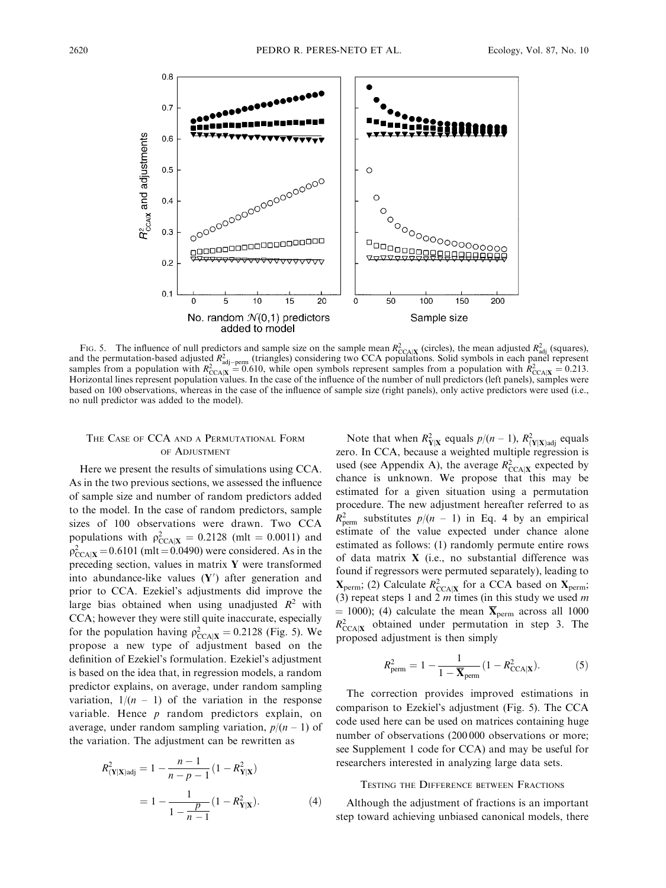FIG. 5. The influence of null predictors and sample size on the sample mean $R^2_{\mathrm{CCA|X}}$ (circles), the mean adjusted $R^2_{\mathrm{adj}}$ (squares), and the permutation-based adjusted $R^2_{\mathrm{adj-perm}}$ (triangles) considering two CCA populations. Solid symbols in each panel represent samples from a population with $R^2_{\mathrm{CCA|X}} = 0.610$, while open symbols represent samples from a population with $R^2_{\mathrm{CCA|X}} = 0.213$. Horizontal lines represent population values. In the case of the influence of the number of null predictors (left panels), samples were based on 100 observations, whereas in the case of the influence of sample size (right panels), only active predictors were used (i.e., no null predictor was added to the model).

## THE CASE OF CCA AND A PERMUTATIONAL FORM OF ADJUSTMENT

Here we present the results of simulations using CCA. As in the two previous sections, we assessed the influence of sample size and number of random predictors added to the model. In the case of random predictors, sample sizes of 100 observations were drawn. Two CCA populations with $\rho^2_{\mathrm{CCA|X}} = 0.2128$ (mlt = 0.0011) and $\rho^2_{\mathrm{CCA|X}} = 0.6101$ (mlt = 0.0490) were considered. As in the preceding section, values in matrix **Y** were transformed into abundance-like values (**Y**′) after generation and prior to CCA. Ezekiel's adjustments did improve the large bias obtained when using unadjusted $R^2$ with CCA; however they were still quite inaccurate, especially for the population having $\rho^2_{\mathrm{CCA|X}} = 0.2128$ (Fig. 5). We propose a new type of adjustment based on the definition of Ezekiel's formulation. Ezekiel's adjustment is based on the idea that, in regression models, a random predictor explains, on average, under random sampling variation, $1/(n-1)$ of the variation in the response variable. Hence $p$ random predictors explain, on average, under random sampling variation, $p/(n-1)$ of the variation. The adjustment can be rewritten as

$$R^2_{(\mathbf{Y|X})\mathrm{adj}} = 1 - \frac{n-1}{n-p-1}(1 - R^2_{\mathbf{Y|X}}) = 1 - \frac{1}{1 - \frac{p}{n-1}}(1 - R^2_{\mathbf{Y|X}}). \tag{4}$$

Note that when $R^2_{\mathbf{Y|X}}$ equals $p/(n-1)$, $R^2_{(\mathbf{Y|X})\mathrm{adj}}$ equals zero. In CCA, because a weighted multiple regression is used (see Appendix A), the average $R^2_{\mathrm{CCA|X}}$ expected by chance is unknown. We propose that this may be estimated for a given situation using a permutation procedure. The new adjustment hereafter referred to as $R^2_{\mathrm{perm}}$ substitutes $p/(n-1)$ in Eq. 4 by an empirical estimate of the value expected under chance alone estimated as follows: (1) randomly permute entire rows of data matrix **X** (i.e., no substantial difference was found if regressors were permuted separately), leading to $\mathbf{X}_{\mathrm{perm}}$; (2) Calculate $R^2_{\mathrm{CCA|X}}$ for a CCA based on $\mathbf{X}_{\mathrm{perm}}$; (3) repeat steps 1 and 2 $m$ times (in this study we used $m$ = 1000); (4) calculate the mean $\overline{\mathbf{X}}_{\mathrm{perm}}$ across all 1000 $R^2_{\mathrm{CCA|X}}$ obtained under permutation in step 3. The proposed adjustment is then simply

$$R^2_{\mathrm{perm}} = 1 - \frac{1}{1 - \overline{\mathbf{X}}_{\mathrm{perm}}}(1 - R^2_{\mathrm{CCA|X}}). \tag{5}$$

The correction provides improved estimations in comparison to Ezekiel's adjustment (Fig. 5). The CCA code used here can be used on matrices containing huge number of observations (200 000 observations or more; see Supplement 1 code for CCA) and may be useful for researchers interested in analyzing large data sets.

## TESTING THE DIFFERENCE BETWEEN FRACTIONS

Although the adjustment of fractions is an important step toward achieving unbiased canonical models, there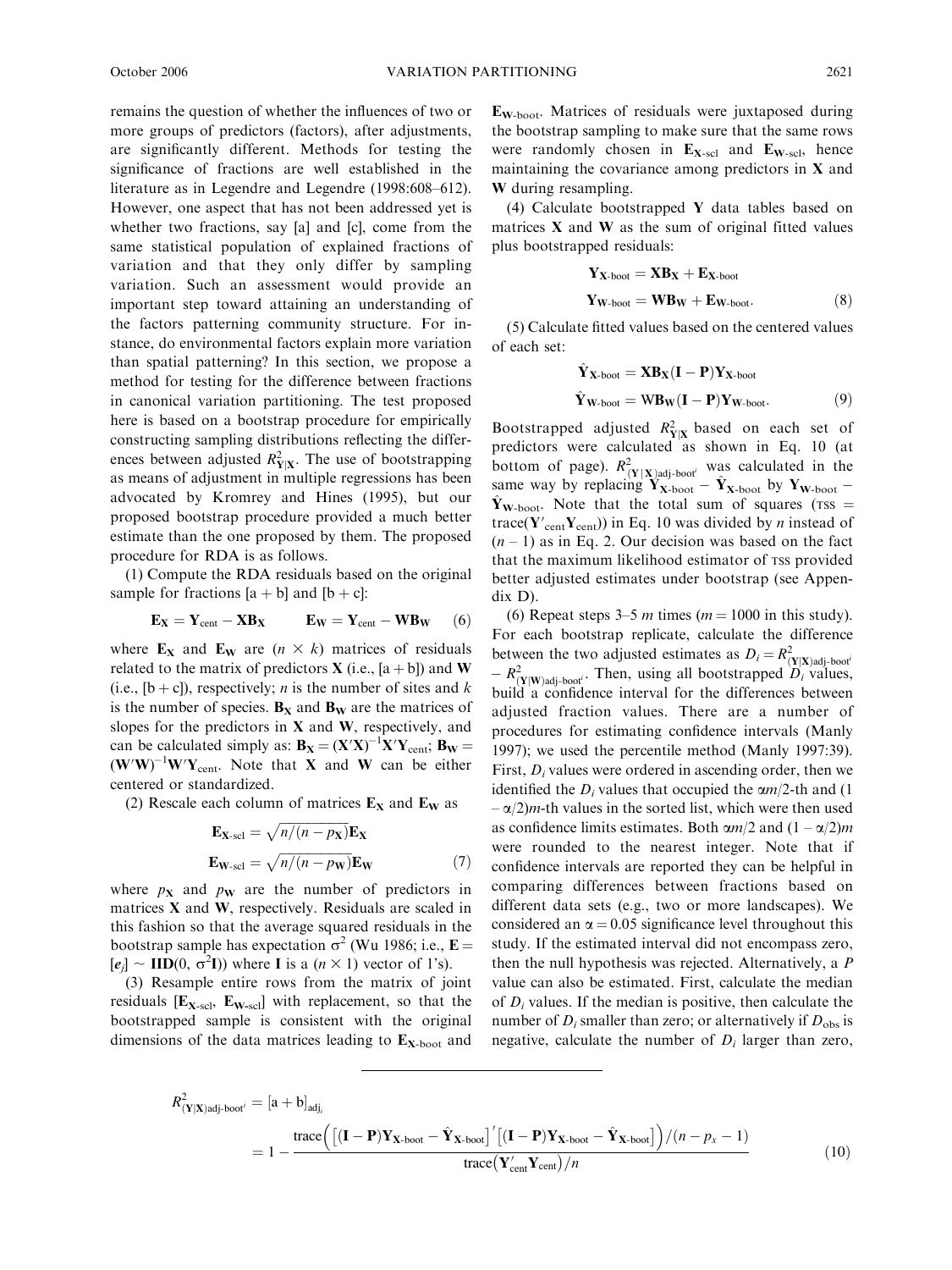remains the question of whether the influences of two or more groups of predictors (factors), after adjustments, are significantly different. Methods for testing the significance of fractions are well established in the literature as in Legendre and Legendre (1998:608–612). However, one aspect that has not been addressed yet is whether two fractions, say [a] and [c], come from the same statistical population of explained fractions of variation and that they only differ by sampling variation. Such an assessment would provide an important step toward attaining an understanding of the factors patterning community structure. For instance, do environmental factors explain more variation than spatial patterning? In this section, we propose a method for testing for the difference between fractions in canonical variation partitioning. The test proposed here is based on a bootstrap procedure for empirically constructing sampling distributions reflecting the differences between adjusted $R^2_{\mathbf{Y}|\mathbf{X}}$. The use of bootstrapping as means of adjustment in multiple regressions has been advocated by Kromrey and Hines (1995), but our proposed bootstrap procedure provided a much better estimate than the one proposed by them. The proposed procedure for RDA is as follows.

(1) Compute the RDA residuals based on the original sample for fractions [a + b] and [b + c]:

$$\mathbf{E_X} = \mathbf{Y}_{\text{cent}} - \mathbf{XB_X} \qquad \mathbf{E_W} = \mathbf{Y}_{\text{cent}} - \mathbf{WB_W} \tag{6}$$

where $\mathbf{E_X}$ and $\mathbf{E_W}$ are $(n \times k)$ matrices of residuals related to the matrix of predictors $\mathbf{X}$ (i.e., [a + b]) and $\mathbf{W}$ (i.e., [b + c]), respectively; $n$ is the number of sites and $k$ is the number of species. $\mathbf{B_X}$ and $\mathbf{B_W}$ are the matrices of slopes for the predictors in $\mathbf{X}$ and $\mathbf{W}$, respectively, and can be calculated simply as: $\mathbf{B_X} = (\mathbf{X}'\mathbf{X})^{-1}\mathbf{X}'\mathbf{Y}_{\text{cent}}$; $\mathbf{B_W} = (\mathbf{W}'\mathbf{W})^{-1}\mathbf{W}'\mathbf{Y}_{\text{cent}}$. Note that $\mathbf{X}$ and $\mathbf{W}$ can be either centered or standardized.

(2) Rescale each column of matrices $\mathbf{E_X}$ and $\mathbf{E_W}$ as

$$\mathbf{E}_{\mathbf{X}\text{-scl}} = \sqrt{n/(n - p_{\mathbf{X}})}\mathbf{E_X}$$
$$\mathbf{E}_{\mathbf{W}\text{-scl}} = \sqrt{n/(n - p_{\mathbf{W}})}\mathbf{E_W} \tag{7}$$

where $p_{\mathbf{X}}$ and $p_{\mathbf{W}}$ are the number of predictors in matrices $\mathbf{X}$ and $\mathbf{W}$, respectively. Residuals are scaled in this fashion so that the average squared residuals in the bootstrap sample has expectation $\sigma^2$ (Wu 1986; i.e., $\mathbf{E} = [\boldsymbol{e}_j] \sim \mathbf{IID}(0, \sigma^2\mathbf{I})$) where $\mathbf{I}$ is a $(n \times 1)$ vector of 1's).

(3) Resample entire rows from the matrix of joint residuals $[\mathbf{E}_{\mathbf{X}\text{-scl}}, \mathbf{E}_{\mathbf{W}\text{-scl}}]$ with replacement, so that the bootstrapped sample is consistent with the original dimensions of the data matrices leading to $\mathbf{E}_{\mathbf{X}\text{-boot}}$ and $\mathbf{E}_{\mathbf{W}\text{-boot}}$. Matrices of residuals were juxtaposed during the bootstrap sampling to make sure that the same rows were randomly chosen in $\mathbf{E}_{\mathbf{X}\text{-scl}}$ and $\mathbf{E}_{\mathbf{W}\text{-scl}}$, hence maintaining the covariance among predictors in $\mathbf{X}$ and $\mathbf{W}$ during resampling.

(4) Calculate bootstrapped $\mathbf{Y}$ data tables based on matrices $\mathbf{X}$ and $\mathbf{W}$ as the sum of original fitted values plus bootstrapped residuals:

$$\mathbf{Y}_{\mathbf{X}\text{-boot}} = \mathbf{XB_X} + \mathbf{E}_{\mathbf{X}\text{-boot}}$$
$$\mathbf{Y}_{\mathbf{W}\text{-boot}} = \mathbf{WB_W} + \mathbf{E}_{\mathbf{W}\text{-boot}}. \tag{8}$$

(5) Calculate fitted values based on the centered values of each set:

$$\hat{\mathbf{Y}}_{\mathbf{X}\text{-boot}} = \mathbf{XB_X}(\mathbf{I} - \mathbf{P})\mathbf{Y}_{\mathbf{X}\text{-boot}}$$
$$\hat{\mathbf{Y}}_{\mathbf{W}\text{-boot}} = \mathbf{WB_W}(\mathbf{I} - \mathbf{P})\mathbf{Y}_{\mathbf{W}\text{-boot}}. \tag{9}$$

Bootstrapped adjusted $R^2_{\mathbf{Y}|\mathbf{X}}$ based on each set of predictors were calculated as shown in Eq. 10 (at bottom of page). $R^2_{(\mathbf{Y}|\mathbf{X})\text{adj-boot}^i}$ was calculated in the same way by replacing $\mathbf{Y}_{\mathbf{X}\text{-boot}} - \hat{\mathbf{Y}}_{\mathbf{X}\text{-boot}}$ by $\mathbf{Y}_{\mathbf{W}\text{-boot}} - \hat{\mathbf{Y}}_{\mathbf{W}\text{-boot}}$. Note that the total sum of squares (TSS = $\text{trace}(\mathbf{Y}'_{\text{cent}}\mathbf{Y}_{\text{cent}})$) in Eq. 10 was divided by $n$ instead of $(n - 1)$ as in Eq. 2. Our decision was based on the fact that the maximum likelihood estimator of TSS provided better adjusted estimates under bootstrap (see Appendix D).

(6) Repeat steps 3–5 $m$ times ($m = 1000$ in this study). For each bootstrap replicate, calculate the difference between the two adjusted estimates as $D_i = R^2_{(\mathbf{Y}|\mathbf{X})\text{adj-boot}^i} - R^2_{(\mathbf{Y}|\mathbf{W})\text{adj-boot}^i}$. Then, using all bootstrapped $D_i$ values, build a confidence interval for the differences between adjusted fraction values. There are a number of procedures for estimating confidence intervals (Manly 1997); we used the percentile method (Manly 1997:39). First, $D_i$ values were ordered in ascending order, then we identified the $D_i$ values that occupied the $\alpha m/2$-th and $(1 - \alpha/2)m$-th values in the sorted list, which were then used as confidence limits estimates. Both $\alpha m/2$ and $(1 - \alpha/2)m$ were rounded to the nearest integer. Note that if confidence intervals are reported they can be helpful in comparing differences between fractions based on different data sets (e.g., two or more landscapes). We considered an $\alpha = 0.05$ significance level throughout this study. If the estimated interval did not encompass zero, then the null hypothesis was rejected. Alternatively, a $P$ value can also be estimated. First, calculate the median of $D_i$ values. If the median is positive, then calculate the number of $D_i$ smaller than zero; or alternatively if $D_{\text{obs}}$ is negative, calculate the number of $D_i$ larger than zero,

$$R^2_{(\mathbf{Y}|\mathbf{X})\text{adj-boot}^i} = [\text{a} + \text{b}]_{\text{adj}_i}$$
$$= 1 - \frac{\text{trace}\Big(\big[(\mathbf{I} - \mathbf{P})\mathbf{Y}_{\mathbf{X}\text{-boot}} - \hat{\mathbf{Y}}_{\mathbf{X}\text{-boot}}\big]'\big[(\mathbf{I} - \mathbf{P})\mathbf{Y}_{\mathbf{X}\text{-boot}} - \hat{\mathbf{Y}}_{\mathbf{X}\text{-boot}}\big]\Big)/(n - p_x - 1)}{\text{trace}\big(\mathbf{Y}'_{\text{cent}}\mathbf{Y}_{\text{cent}}\big)/n} \tag{10}$$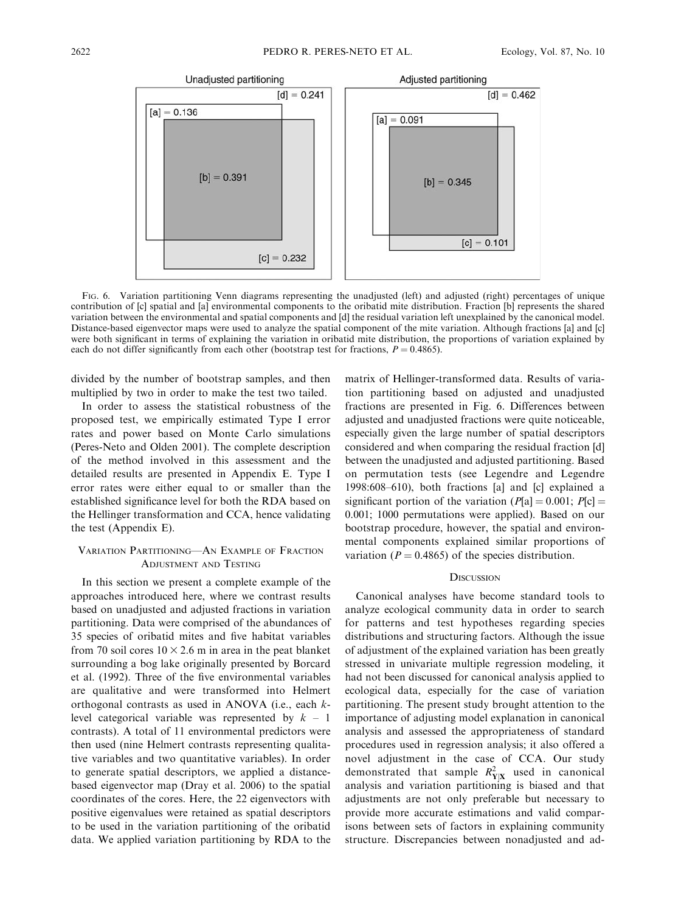FIG. 6. Variation partitioning Venn diagrams representing the unadjusted (left) and adjusted (right) percentages of unique contribution of [c] spatial and [a] environmental components to the oribatid mite distribution. Fraction [b] represents the shared variation between the environmental and spatial components and [d] the residual variation left unexplained by the canonical model. Distance-based eigenvector maps were used to analyze the spatial component of the mite variation. Although fractions [a] and [c] were both significant in terms of explaining the variation in oribatid mite distribution, the proportions of variation explained by each do not differ significantly from each other (bootstrap test for fractions, $P = 0.4865$).

divided by the number of bootstrap samples, and then multiplied by two in order to make the test two tailed.

In order to assess the statistical robustness of the proposed test, we empirically estimated Type I error rates and power based on Monte Carlo simulations (Peres-Neto and Olden 2001). The complete description of the method involved in this assessment and the detailed results are presented in Appendix E. Type I error rates were either equal to or smaller than the established significance level for both the RDA based on the Hellinger transformation and CCA, hence validating the test (Appendix E).

## VARIATION PARTITIONING—AN EXAMPLE OF FRACTION ADJUSTMENT AND TESTING

In this section we present a complete example of the approaches introduced here, where we contrast results based on unadjusted and adjusted fractions in variation partitioning. Data were comprised of the abundances of 35 species of oribatid mites and five habitat variables from 70 soil cores $10 \times 2.6$ m in area in the peat blanket surrounding a bog lake originally presented by Borcard et al. (1992). Three of the five environmental variables are qualitative and were transformed into Helmert orthogonal contrasts as used in ANOVA (i.e., each $k$-level categorical variable was represented by $k - 1$ contrasts). A total of 11 environmental predictors were then used (nine Helmert contrasts representing qualitative variables and two quantitative variables). In order to generate spatial descriptors, we applied a distance-based eigenvector map (Dray et al. 2006) to the spatial coordinates of the cores. Here, the 22 eigenvectors with positive eigenvalues were retained as spatial descriptors to be used in the variation partitioning of the oribatid data. We applied variation partitioning by RDA to the matrix of Hellinger-transformed data. Results of variation partitioning based on adjusted and unadjusted fractions are presented in Fig. 6. Differences between adjusted and unadjusted fractions were quite noticeable, especially given the large number of spatial descriptors considered and when comparing the residual fraction [d] between the unadjusted and adjusted partitioning. Based on permutation tests (see Legendre and Legendre 1998:608–610), both fractions [a] and [c] explained a significant portion of the variation ($P[a] = 0.001$; $P[c] = 0.001$; 1000 permutations were applied). Based on our bootstrap procedure, however, the spatial and environmental components explained similar proportions of variation ($P = 0.4865$) of the species distribution.

## DISCUSSION

Canonical analyses have become standard tools to analyze ecological community data in order to search for patterns and test hypotheses regarding species distributions and structuring factors. Although the issue of adjustment of the explained variation has been greatly stressed in univariate multiple regression modeling, it had not been discussed for canonical analysis applied to ecological data, especially for the case of variation partitioning. The present study brought attention to the importance of adjusting model explanation in canonical analysis and assessed the appropriateness of standard procedures used in regression analysis; it also offered a novel adjustment in the case of CCA. Our study demonstrated that sample $R^2_{\mathbf{Y}|\mathbf{X}}$ used in canonical analysis and variation partitioning is biased and that adjustments are not only preferable but necessary to provide more accurate estimations and valid comparisons between sets of factors in explaining community structure. Discrepancies between nonadjusted and ad-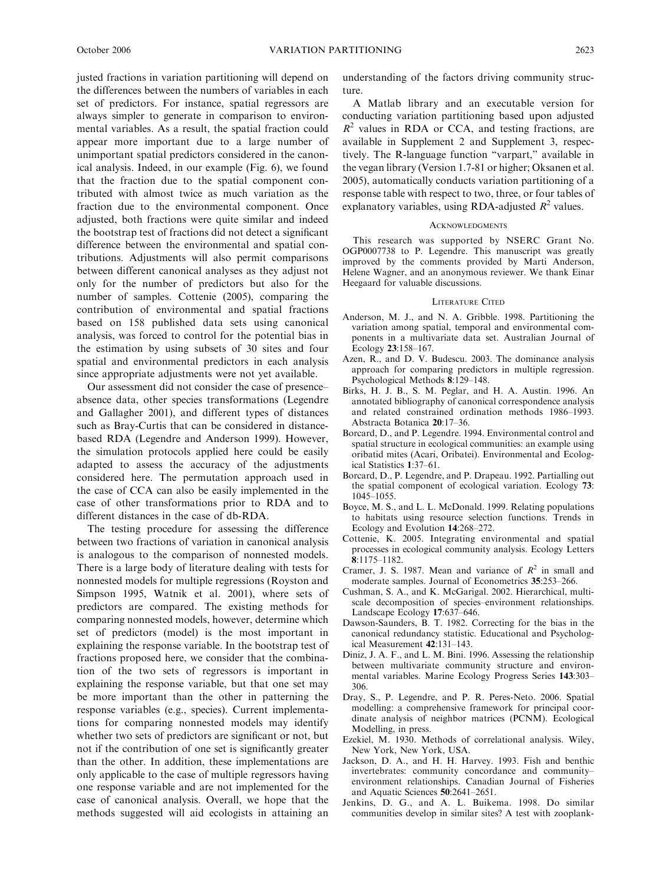justed fractions in variation partitioning will depend on the differences between the numbers of variables in each set of predictors. For instance, spatial regressors are always simpler to generate in comparison to environmental variables. As a result, the spatial fraction could appear more important due to a large number of unimportant spatial predictors considered in the canonical analysis. Indeed, in our example (Fig. 6), we found that the fraction due to the spatial component contributed with almost twice as much variation as the fraction due to the environmental component. Once adjusted, both fractions were quite similar and indeed the bootstrap test of fractions did not detect a significant difference between the environmental and spatial contributions. Adjustments will also permit comparisons between different canonical analyses as they adjust not only for the number of predictors but also for the number of samples. Cottenie (2005), comparing the contribution of environmental and spatial fractions based on 158 published data sets using canonical analysis, was forced to control for the potential bias in the estimation by using subsets of 30 sites and four spatial and environmental predictors in each analysis since appropriate adjustments were not yet available.

Our assessment did not consider the case of presence–absence data, other species transformations (Legendre and Gallagher 2001), and different types of distances such as Bray-Curtis that can be considered in distance-based RDA (Legendre and Anderson 1999). However, the simulation protocols applied here could be easily adapted to assess the accuracy of the adjustments considered here. The permutation approach used in the case of CCA can also be easily implemented in the case of other transformations prior to RDA and to different distances in the case of db-RDA.

The testing procedure for assessing the difference between two fractions of variation in canonical analysis is analogous to the comparison of nonnested models. There is a large body of literature dealing with tests for nonnested models for multiple regressions (Royston and Simpson 1995, Watnik et al. 2001), where sets of predictors are compared. The existing methods for comparing nonnested models, however, determine which set of predictors (model) is the most important in explaining the response variable. In the bootstrap test of fractions proposed here, we consider that the combination of the two sets of regressors is important in explaining the response variable, but that one set may be more important than the other in patterning the response variables (e.g., species). Current implementations for comparing nonnested models may identify whether two sets of predictors are significant or not, but not if the contribution of one set is significantly greater than the other. In addition, these implementations are only applicable to the case of multiple regressors having one response variable and are not implemented for the case of canonical analysis. Overall, we hope that the methods suggested will aid ecologists in attaining an understanding of the factors driving community structure.

A Matlab library and an executable version for conducting variation partitioning based upon adjusted $R^2$ values in RDA or CCA, and testing fractions, are available in Supplement 2 and Supplement 3, respectively. The R-language function "varpart," available in the vegan library (Version 1.7-81 or higher; Oksanen et al. 2005), automatically conducts variation partitioning of a response table with respect to two, three, or four tables of explanatory variables, using RDA-adjusted $R^2$ values.

## Acknowledgments

This research was supported by NSERC Grant No. OGP0007738 to P. Legendre. This manuscript was greatly improved by the comments provided by Marti Anderson, Helene Wagner, and an anonymous reviewer. We thank Einar Heegaard for valuable discussions.

## Literature Cited

Anderson, M. J., and N. A. Gribble. 1998. Partitioning the variation among spatial, temporal and environmental components in a multivariate data set. Australian Journal of Ecology **23**:158–167.

Azen, R., and D. V. Budescu. 2003. The dominance analysis approach for comparing predictors in multiple regression. Psychological Methods **8**:129–148.

Birks, H. J. B., S. M. Peglar, and H. A. Austin. 1996. An annotated bibliography of canonical correspondence analysis and related constrained ordination methods 1986–1993. Abstracta Botanica **20**:17–36.

Borcard, D., and P. Legendre. 1994. Environmental control and spatial structure in ecological communities: an example using oribatid mites (Acari, Oribatei). Environmental and Ecological Statistics **1**:37–61.

Borcard, D., P. Legendre, and P. Drapeau. 1992. Partialling out the spatial component of ecological variation. Ecology **73**: 1045–1055.

Boyce, M. S., and L. L. McDonald. 1999. Relating populations to habitats using resource selection functions. Trends in Ecology and Evolution **14**:268–272.

Cottenie, K. 2005. Integrating environmental and spatial processes in ecological community analysis. Ecology Letters **8**:1175–1182.

Cramer, J. S. 1987. Mean and variance of $R^2$ in small and moderate samples. Journal of Econometrics **35**:253–266.

Cushman, S. A., and K. McGarigal. 2002. Hierarchical, multiscale decomposition of species–environment relationships. Landscape Ecology **17**:637–646.

Dawson-Saunders, B. T. 1982. Correcting for the bias in the canonical redundancy statistic. Educational and Psychological Measurement **42**:131–143.

Diniz, J. A. F., and L. M. Bini. 1996. Assessing the relationship between multivariate community structure and environmental variables. Marine Ecology Progress Series **143**:303–306.

Dray, S., P. Legendre, and P. R. Peres-Neto. 2006. Spatial modelling: a comprehensive framework for principal coordinate analysis of neighbor matrices (PCNM). Ecological Modelling, in press.

Ezekiel, M. 1930. Methods of correlational analysis. Wiley, New York, New York, USA.

Jackson, D. A., and H. H. Harvey. 1993. Fish and benthic invertebrates: community concordance and community–environment relationships. Canadian Journal of Fisheries and Aquatic Sciences **50**:2641–2651.

Jenkins, D. G., and A. L. Buikema. 1998. Do similar communities develop in similar sites? A test with zooplank-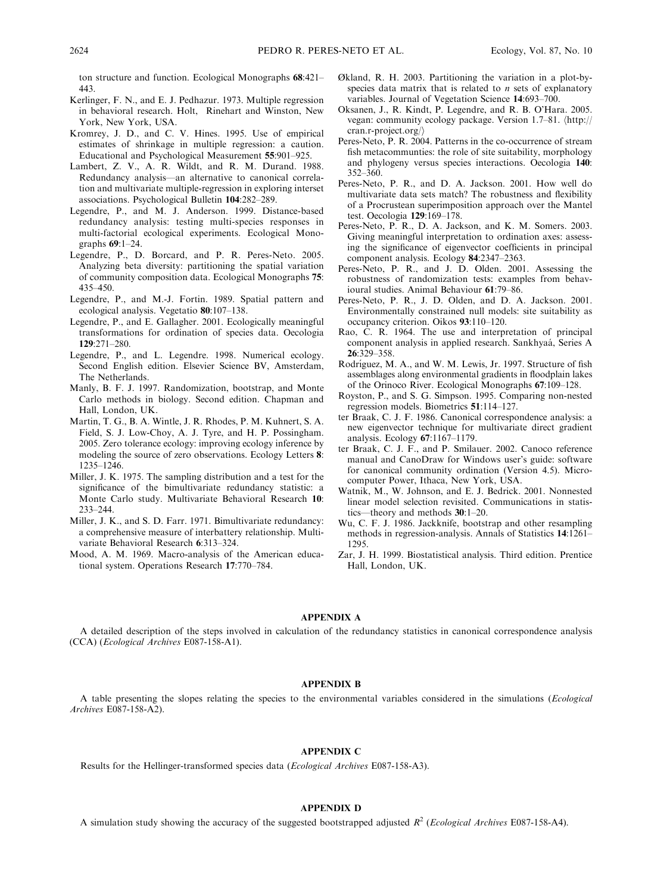ton structure and function. Ecological Monographs **68**:421–443.

Kerlinger, F. N., and E. J. Pedhazur. 1973. Multiple regression in behavioral research. Holt, Rinehart and Winston, New York, New York, USA.

Kromrey, J. D., and C. V. Hines. 1995. Use of empirical estimates of shrinkage in multiple regression: a caution. Educational and Psychological Measurement **55**:901–925.

Lambert, Z. V., A. R. Wildt, and R. M. Durand. 1988. Redundancy analysis—an alternative to canonical correlation and multivariate multiple-regression in exploring interset associations. Psychological Bulletin **104**:282–289.

Legendre, P., and M. J. Anderson. 1999. Distance-based redundancy analysis: testing multi-species responses in multi-factorial ecological experiments. Ecological Monographs **69**:1–24.

Legendre, P., D. Borcard, and P. R. Peres-Neto. 2005. Analyzing beta diversity: partitioning the spatial variation of community composition data. Ecological Monographs **75**: 435–450.

Legendre, P., and M.-J. Fortin. 1989. Spatial pattern and ecological analysis. Vegetatio **80**:107–138.

Legendre, P., and E. Gallagher. 2001. Ecologically meaningful transformations for ordination of species data. Oecologia **129**:271–280.

Legendre, P., and L. Legendre. 1998. Numerical ecology. Second English edition. Elsevier Science BV, Amsterdam, The Netherlands.

Manly, B. F. J. 1997. Randomization, bootstrap, and Monte Carlo methods in biology. Second edition. Chapman and Hall, London, UK.

Martin, T. G., B. A. Wintle, J. R. Rhodes, P. M. Kuhnert, S. A. Field, S. J. Low-Choy, A. J. Tyre, and H. P. Possingham. 2005. Zero tolerance ecology: improving ecology inference by modeling the source of zero observations. Ecology Letters **8**: 1235–1246.

Miller, J. K. 1975. The sampling distribution and a test for the significance of the bimultivariate redundancy statistic: a Monte Carlo study. Multivariate Behavioral Research **10**: 233–244.

Miller, J. K., and S. D. Farr. 1971. Bimultivariate redundancy: a comprehensive measure of interbattery relationship. Multivariate Behavioral Research **6**:313–324.

Mood, A. M. 1969. Macro-analysis of the American educational system. Operations Research **17**:770–784.

Økland, R. H. 2003. Partitioning the variation in a plot-by-species data matrix that is related to *n* sets of explanatory variables. Journal of Vegetation Science **14**:693–700.

Oksanen, J., R. Kindt, P. Legendre, and R. B. O'Hara. 2005. vegan: community ecology package. Version 1.7–81. ⟨http://cran.r-project.org/⟩

Peres-Neto, P. R. 2004. Patterns in the co-occurrence of stream fish metacommunties: the role of site suitability, morphology and phylogeny versus species interactions. Oecologia **140**: 352–360.

Peres-Neto, P. R., and D. A. Jackson. 2001. How well do multivariate data sets match? The robustness and flexibility of a Procrustean superimposition approach over the Mantel test. Oecologia **129**:169–178.

Peres-Neto, P. R., D. A. Jackson, and K. M. Somers. 2003. Giving meaningful interpretation to ordination axes: assessing the significance of eigenvector coefficients in principal component analysis. Ecology **84**:2347–2363.

Peres-Neto, P. R., and J. D. Olden. 2001. Assessing the robustness of randomization tests: examples from behavioural studies. Animal Behaviour **61**:79–86.

Peres-Neto, P. R., J. D. Olden, and D. A. Jackson. 2001. Environmentally constrained null models: site suitability as occupancy criterion. Oikos **93**:110–120.

Rao, C. R. 1964. The use and interpretation of principal component analysis in applied research. Sankhyaá, Series A **26**:329–358.

Rodríguez, M. A., and W. M. Lewis, Jr. 1997. Structure of fish assemblages along environmental gradients in floodplain lakes of the Orinoco River. Ecological Monographs **67**:109–128.

Royston, P., and S. G. Simpson. 1995. Comparing non-nested regression models. Biometrics **51**:114–127.

ter Braak, C. J. F. 1986. Canonical correspondence analysis: a new eigenvector technique for multivariate direct gradient analysis. Ecology **67**:1167–1179.

ter Braak, C. J. F., and P. Smilauer. 2002. Canoco reference manual and CanoDraw for Windows user's guide: software for canonical community ordination (Version 4.5). Microcomputer Power, Ithaca, New York, USA.

Watnik, M., W. Johnson, and E. J. Bedrick. 2001. Nonnested linear model selection revisited. Communications in statistics—theory and methods **30**:1–20.

Wu, C. F. J. 1986. Jackknife, bootstrap and other resampling methods in regression-analysis. Annals of Statistics **14**:1261–1295.

Zar, J. H. 1999. Biostatistical analysis. Third edition. Prentice Hall, London, UK.

## APPENDIX A

A detailed description of the steps involved in calculation of the redundancy statistics in canonical correspondence analysis (CCA) (*Ecological Archives* E087-158-A1).

## APPENDIX B

A table presenting the slopes relating the species to the environmental variables considered in the simulations (*Ecological Archives* E087-158-A2).

## APPENDIX C

Results for the Hellinger-transformed species data (*Ecological Archives* E087-158-A3).

## APPENDIX D

A simulation study showing the accuracy of the suggested bootstrapped adjusted $R^2$ (*Ecological Archives* E087-158-A4).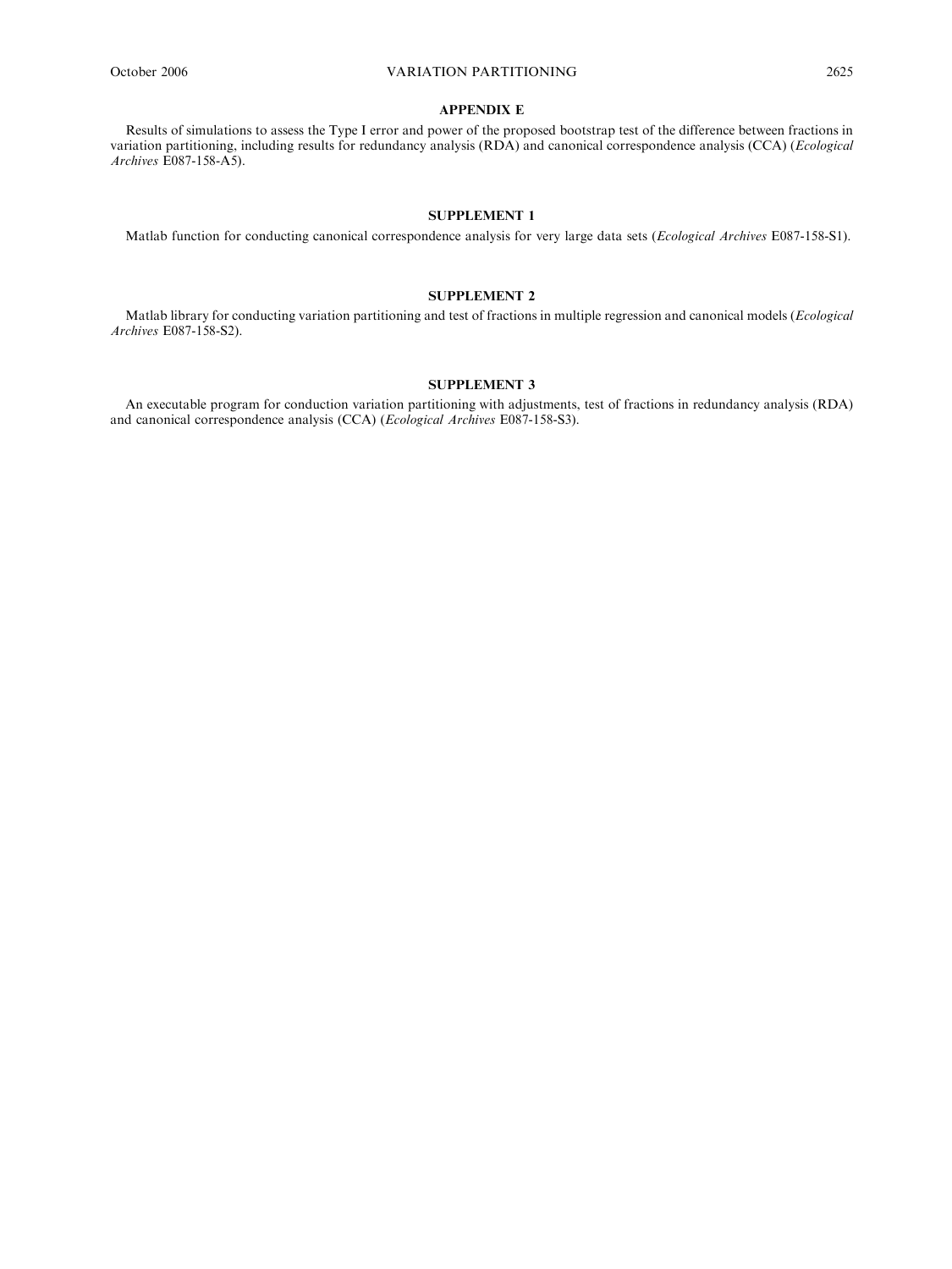## APPENDIX E

Results of simulations to assess the Type I error and power of the proposed bootstrap test of the difference between fractions in variation partitioning, including results for redundancy analysis (RDA) and canonical correspondence analysis (CCA) (*Ecological Archives* E087-158-A5).

## SUPPLEMENT 1

Matlab function for conducting canonical correspondence analysis for very large data sets (*Ecological Archives* E087-158-S1).

## SUPPLEMENT 2

Matlab library for conducting variation partitioning and test of fractions in multiple regression and canonical models (*Ecological Archives* E087-158-S2).

## SUPPLEMENT 3

An executable program for conduction variation partitioning with adjustments, test of fractions in redundancy analysis (RDA) and canonical correspondence analysis (CCA) (*Ecological Archives* E087-158-S3).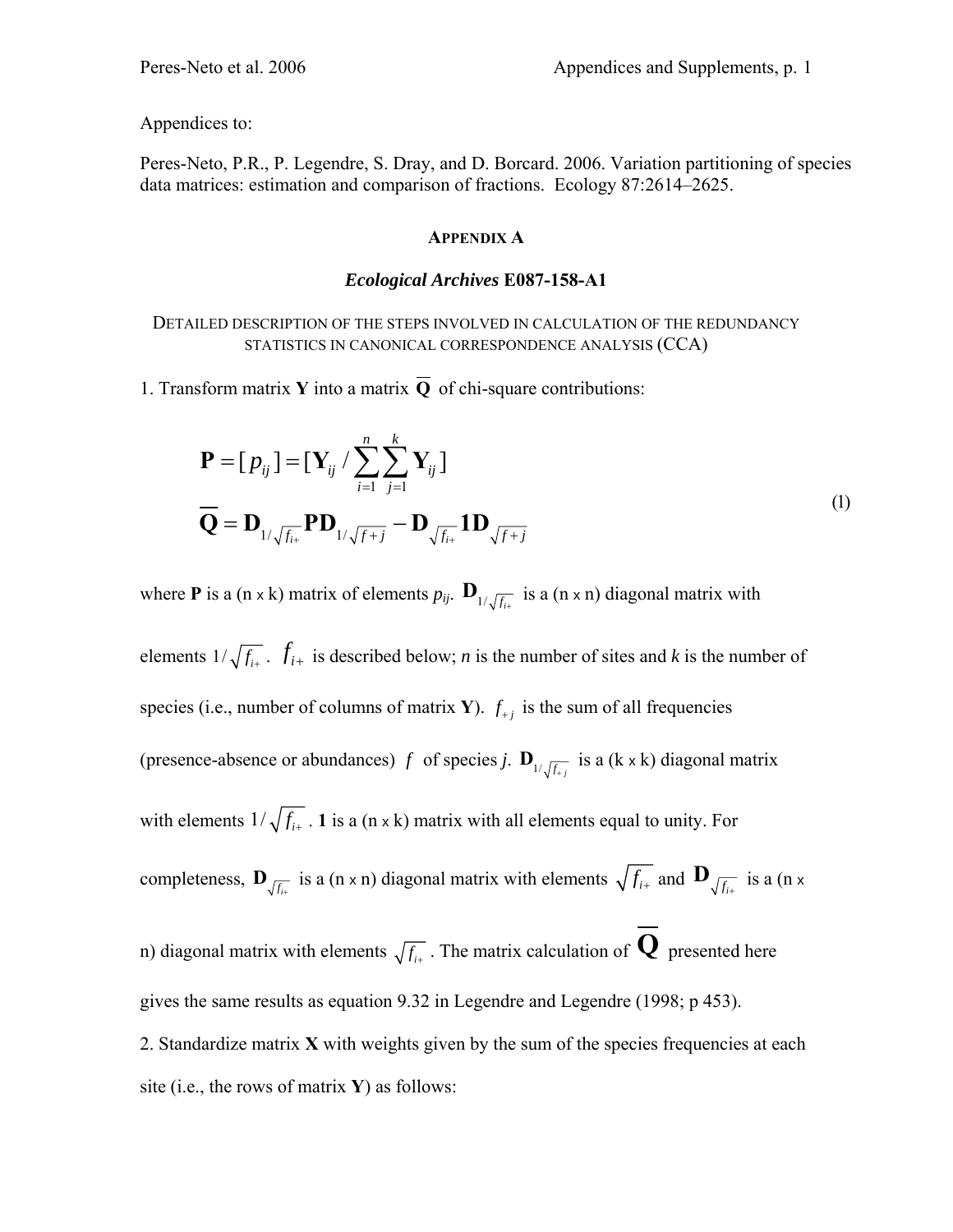Appendices to:

Peres-Neto, P.R., P. Legendre, S. Dray, and D. Borcard. 2006. Variation partitioning of species data matrices: estimation and comparison of fractions. Ecology 87:2614–2625.

### APPENDIX A

#### *Ecological Archives* E087-158-A1

DETAILED DESCRIPTION OF THE STEPS INVOLVED IN CALCULATION OF THE REDUNDANCY STATISTICS IN CANONICAL CORRESPONDENCE ANALYSIS (CCA)

1. Transform matrix **Y** into a matrix $\overline{\mathbf{Q}}$ of chi-square contributions:

$$
\begin{aligned}
\mathbf{P} &= [p_{ij}] = [\mathbf{Y}_{ij} / \sum_{i=1}^{n} \sum_{j=1}^{k} \mathbf{Y}_{ij}] \\
\overline{\mathbf{Q}} &= \mathbf{D}_{1/\sqrt{f_{i+}}} \mathbf{P} \mathbf{D}_{1/\sqrt{f+j}} - \mathbf{D}_{\sqrt{f_{i+}}} \mathbf{1} \mathbf{D}_{\sqrt{f+j}}
\end{aligned}
\tag{1}
$$

where **P** is a (n x k) matrix of elements $p_{ij}$. $\mathbf{D}_{1/\sqrt{f_{i+}}}$ is a (n x n) diagonal matrix with elements $1/\sqrt{f_{i+}}$. $f_{i+}$ is described below; *n* is the number of sites and *k* is the number of species (i.e., number of columns of matrix **Y**). $f_{+j}$ is the sum of all frequencies (presence-absence or abundances) $f$ of species *j*. $\mathbf{D}_{1/\sqrt{f_{+j}}}$ is a (k x k) diagonal matrix with elements $1/\sqrt{f_{i+}}$. **1** is a (n x k) matrix with all elements equal to unity. For completeness, $\mathbf{D}_{\sqrt{f_{i+}}}$ is a (n x n) diagonal matrix with elements $\sqrt{f_{i+}}$ and $\mathbf{D}_{\sqrt{f_{i+}}}$ is a (n x n) diagonal matrix with elements $\sqrt{f_{i+}}$. The matrix calculation of $\overline{\mathbf{Q}}$ presented here gives the same results as equation 9.32 in Legendre and Legendre (1998; p 453).

2. Standardize matrix **X** with weights given by the sum of the species frequencies at each site (i.e., the rows of matrix **Y**) as follows: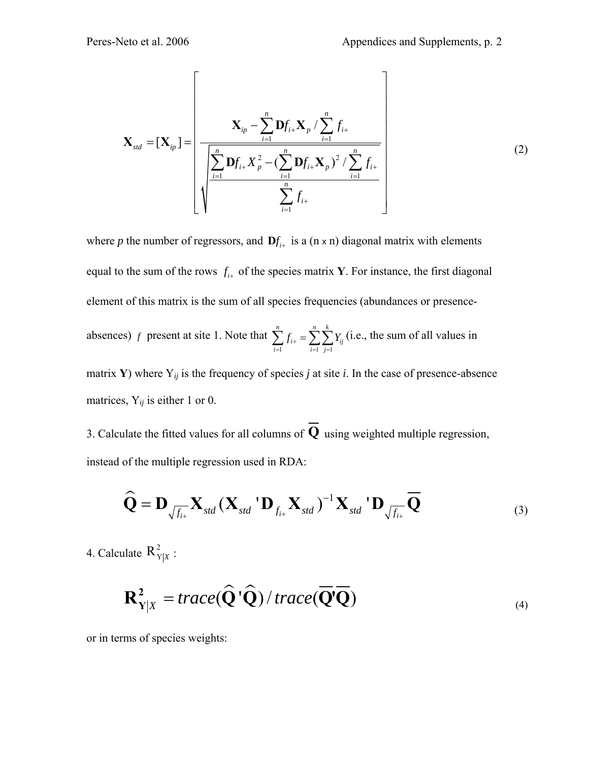$$\mathbf{X}_{std} = [\mathbf{X}_{ip}] = \left[ \frac{\mathbf{X}_{ip} - \sum_{i=1}^{n} \mathbf{D}f_{i+}\mathbf{X}_p / \sum_{i=1}^{n} f_{i+}}{\sqrt{\dfrac{\sum_{i=1}^{n} \mathbf{D}f_{i+}X_p^2 - (\sum_{i=1}^{n} \mathbf{D}f_{i+}\mathbf{X}_p)^2 / \sum_{i=1}^{n} f_{i+}}{\sum_{i=1}^{n} f_{i+}}}} \right] \tag{2}$$

where $p$ the number of regressors, and $\mathbf{D}f_{i+}$ is a (n x n) diagonal matrix with elements equal to the sum of the rows $f_{i+}$ of the species matrix **Y**. For instance, the first diagonal element of this matrix is the sum of all species frequencies (abundances or presence-absences) $f$ present at site 1. Note that $\sum_{i=1}^{n} f_{i+} = \sum_{i=1}^{n}\sum_{j=1}^{k} Y_{ij}$ (i.e., the sum of all values in matrix **Y**) where $Y_{ij}$ is the frequency of species $j$ at site $i$. In the case of presence-absence matrices, $Y_{ij}$ is either 1 or 0.

3. Calculate the fitted values for all columns of $\overline{\mathbf{Q}}$ using weighted multiple regression, instead of the multiple regression used in RDA:

$$\widehat{\mathbf{Q}} = \mathbf{D}_{\sqrt{f_{i+}}}\mathbf{X}_{std}(\mathbf{X}_{std}'\mathbf{D}_{f_{i+}}\mathbf{X}_{std})^{-1}\mathbf{X}_{std}'\mathbf{D}_{\sqrt{f_{i+}}}\overline{\mathbf{Q}} \tag{3}$$

4. Calculate $R^2_{Y|X}$ :

$$\mathbf{R}^2_{\mathbf{Y}|X} = trace(\widehat{\mathbf{Q}}'\widehat{\mathbf{Q}}) / trace(\overline{\mathbf{Q}}'\overline{\mathbf{Q}}) \tag{4}$$

or in terms of species weights: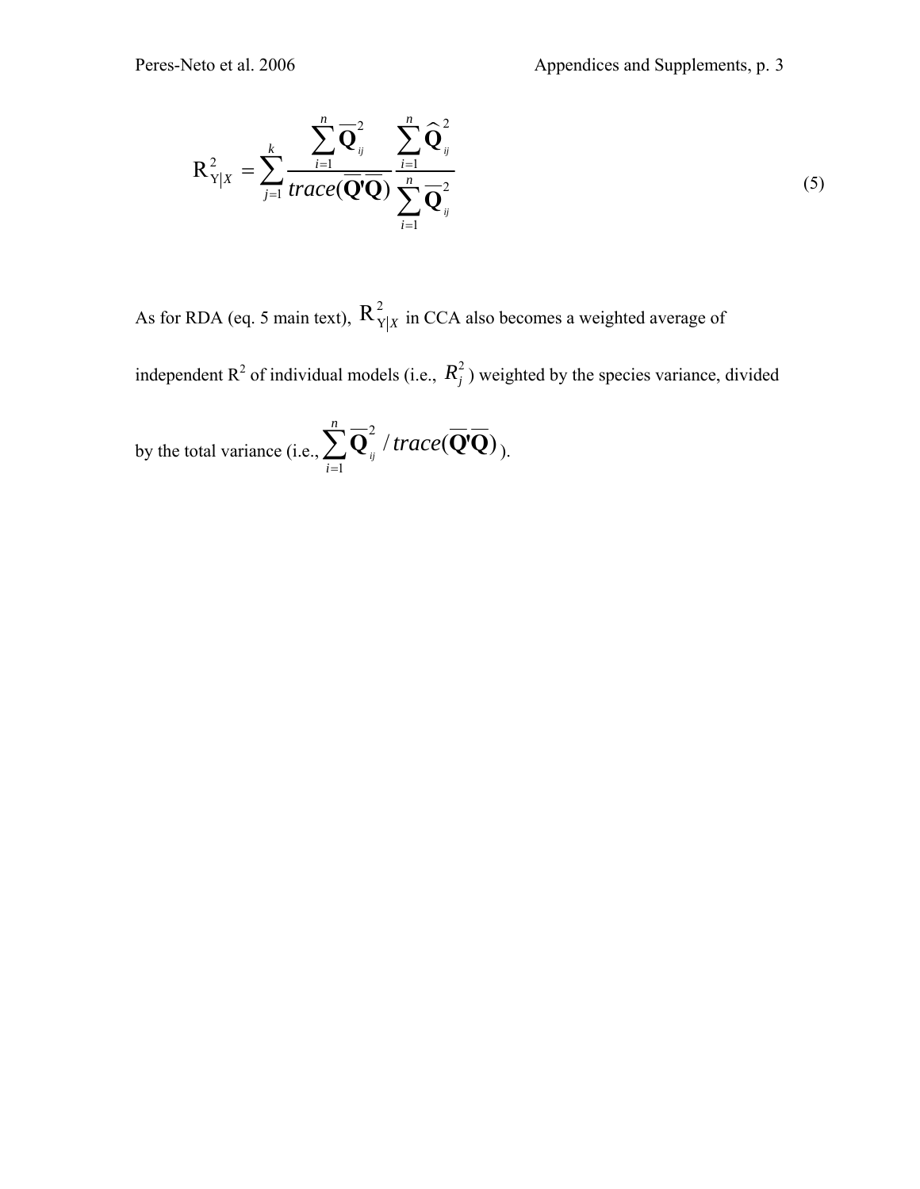$$R^2_{Y|X} = \sum_{j=1}^{k} \frac{\sum_{i=1}^{n} \overline{\mathbf{Q}}^2_{ij}}{trace(\overline{\mathbf{Q}}'\overline{\mathbf{Q}})} \frac{\sum_{i=1}^{n} \widehat{\mathbf{Q}}^2_{ij}}{\sum_{i=1}^{n} \overline{\mathbf{Q}}^2_{ij}} \tag{5}$$

As for RDA (eq. 5 main text), $R^2_{Y|X}$ in CCA also becomes a weighted average of independent $R^2$ of individual models (i.e., $R^2_j$) weighted by the species variance, divided by the total variance (i.e., $\sum_{i=1}^{n} \overline{\mathbf{Q}}^2_{ij} / trace(\overline{\mathbf{Q}}'\overline{\mathbf{Q}})$).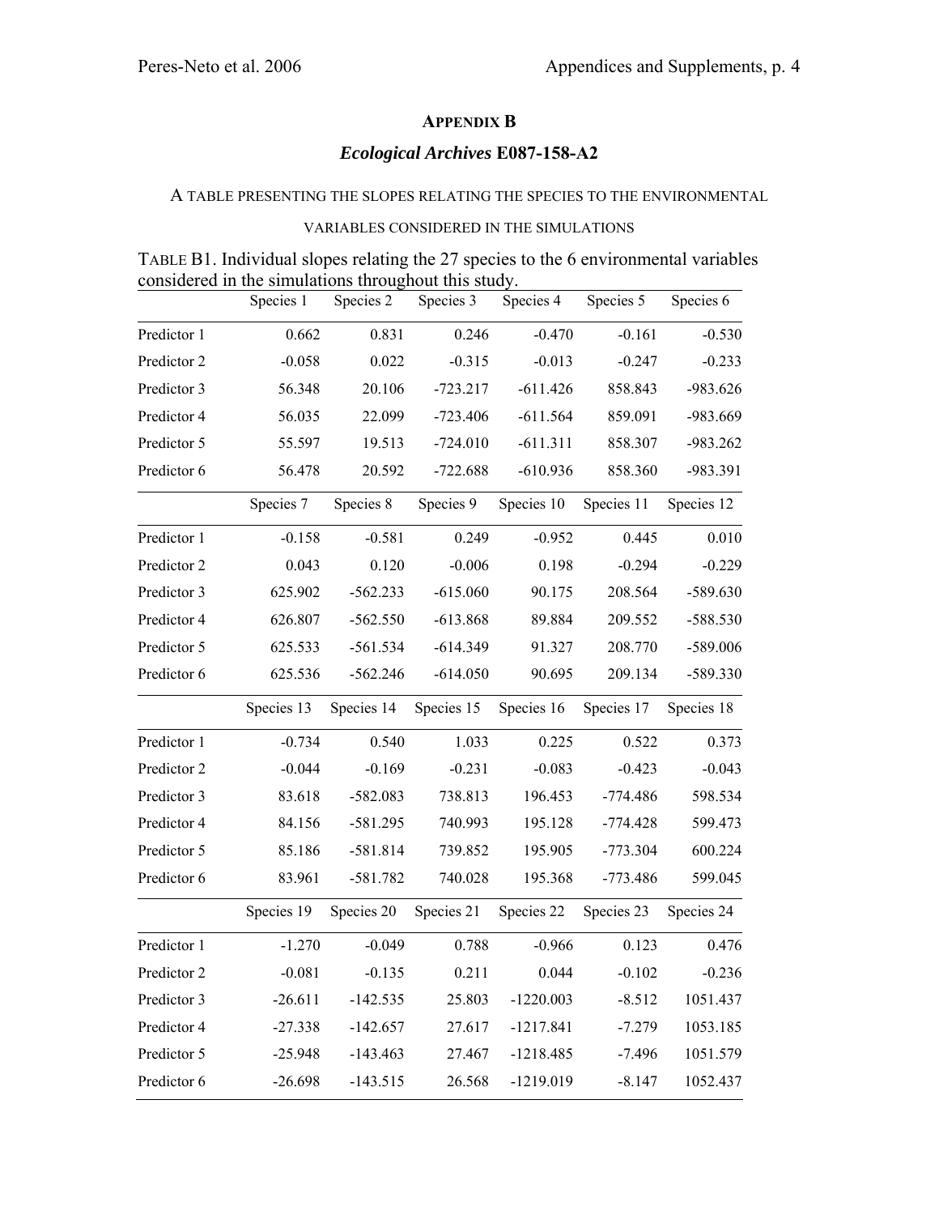## APPENDIX B

### *Ecological Archives* E087-158-A2

A TABLE PRESENTING THE SLOPES RELATING THE SPECIES TO THE ENVIRONMENTAL VARIABLES CONSIDERED IN THE SIMULATIONS

TABLE B1. Individual slopes relating the 27 species to the 6 environmental variables considered in the simulations throughout this study.

| | Species 1 | Species 2 | Species 3 | Species 4 | Species 5 | Species 6 |
|---|---|---|---|---|---|---|
| Predictor 1 | 0.662 | 0.831 | 0.246 | -0.470 | -0.161 | -0.530 |
| Predictor 2 | -0.058 | 0.022 | -0.315 | -0.013 | -0.247 | -0.233 |
| Predictor 3 | 56.348 | 20.106 | -723.217 | -611.426 | 858.843 | -983.626 |
| Predictor 4 | 56.035 | 22.099 | -723.406 | -611.564 | 859.091 | -983.669 |
| Predictor 5 | 55.597 | 19.513 | -724.010 | -611.311 | 858.307 | -983.262 |
| Predictor 6 | 56.478 | 20.592 | -722.688 | -610.936 | 858.360 | -983.391 |
| | **Species 7** | **Species 8** | **Species 9** | **Species 10** | **Species 11** | **Species 12** |
| Predictor 1 | -0.158 | -0.581 | 0.249 | -0.952 | 0.445 | 0.010 |
| Predictor 2 | 0.043 | 0.120 | -0.006 | 0.198 | -0.294 | -0.229 |
| Predictor 3 | 625.902 | -562.233 | -615.060 | 90.175 | 208.564 | -589.630 |
| Predictor 4 | 626.807 | -562.550 | -613.868 | 89.884 | 209.552 | -588.530 |
| Predictor 5 | 625.533 | -561.534 | -614.349 | 91.327 | 208.770 | -589.006 |
| Predictor 6 | 625.536 | -562.246 | -614.050 | 90.695 | 209.134 | -589.330 |
| | **Species 13** | **Species 14** | **Species 15** | **Species 16** | **Species 17** | **Species 18** |
| Predictor 1 | -0.734 | 0.540 | 1.033 | 0.225 | 0.522 | 0.373 |
| Predictor 2 | -0.044 | -0.169 | -0.231 | -0.083 | -0.423 | -0.043 |
| Predictor 3 | 83.618 | -582.083 | 738.813 | 196.453 | -774.486 | 598.534 |
| Predictor 4 | 84.156 | -581.295 | 740.993 | 195.128 | -774.428 | 599.473 |
| Predictor 5 | 85.186 | -581.814 | 739.852 | 195.905 | -773.304 | 600.224 |
| Predictor 6 | 83.961 | -581.782 | 740.028 | 195.368 | -773.486 | 599.045 |
| | **Species 19** | **Species 20** | **Species 21** | **Species 22** | **Species 23** | **Species 24** |
| Predictor 1 | -1.270 | -0.049 | 0.788 | -0.966 | 0.123 | 0.476 |
| Predictor 2 | -0.081 | -0.135 | 0.211 | 0.044 | -0.102 | -0.236 |
| Predictor 3 | -26.611 | -142.535 | 25.803 | -1220.003 | -8.512 | 1051.437 |
| Predictor 4 | -27.338 | -142.657 | 27.617 | -1217.841 | -7.279 | 1053.185 |
| Predictor 5 | -25.948 | -143.463 | 27.467 | -1218.485 | -7.496 | 1051.579 |
| Predictor 6 | -26.698 | -143.515 | 26.568 | -1219.019 | -8.147 | 1052.437 |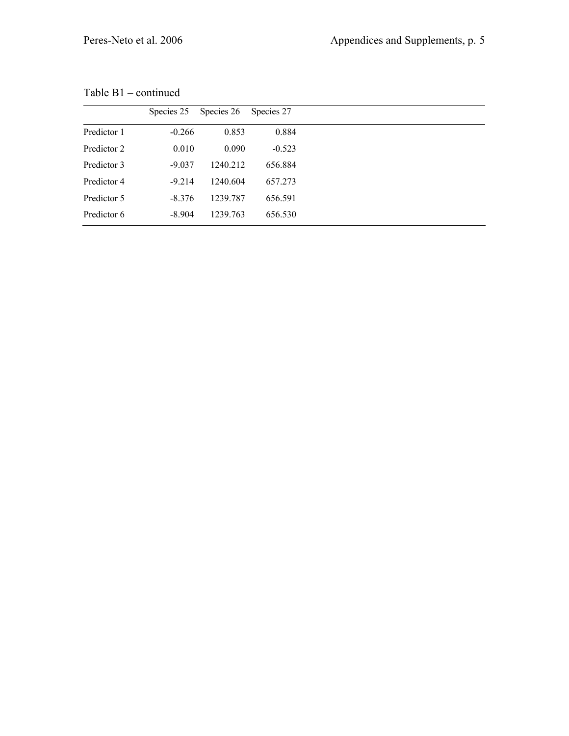Table B1 – continued

| | Species 25 | Species 26 | Species 27 |
|---|---|---|---|
| Predictor 1 | -0.266 | 0.853 | 0.884 |
| Predictor 2 | 0.010 | 0.090 | -0.523 |
| Predictor 3 | -9.037 | 1240.212 | 656.884 |
| Predictor 4 | -9.214 | 1240.604 | 657.273 |
| Predictor 5 | -8.376 | 1239.787 | 656.591 |
| Predictor 6 | -8.904 | 1239.763 | 656.530 |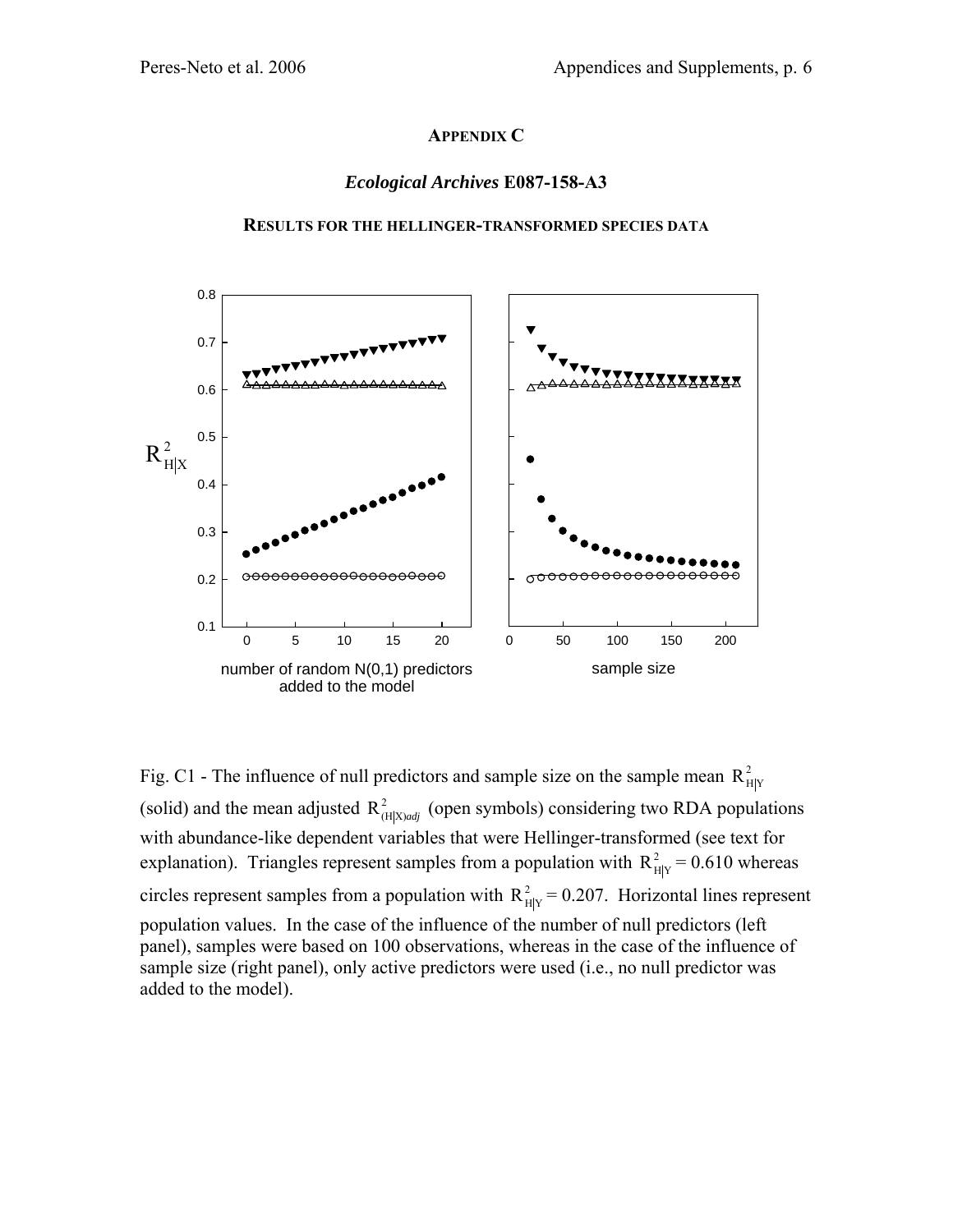## APPENDIX C

### *Ecological Archives* E087-158-A3

### RESULTS FOR THE HELLINGER-TRANSFORMED SPECIES DATA

Fig. C1 - The influence of null predictors and sample size on the sample mean $R^2_{H|Y}$ (solid) and the mean adjusted $R^2_{(H|X)adj}$ (open symbols) considering two RDA populations with abundance-like dependent variables that were Hellinger-transformed (see text for explanation). Triangles represent samples from a population with $R^2_{H|Y}$ = 0.610 whereas circles represent samples from a population with $R^2_{H|Y}$ = 0.207. Horizontal lines represent population values. In the case of the influence of the number of null predictors (left panel), samples were based on 100 observations, whereas in the case of the influence of sample size (right panel), only active predictors were used (i.e., no null predictor was added to the model).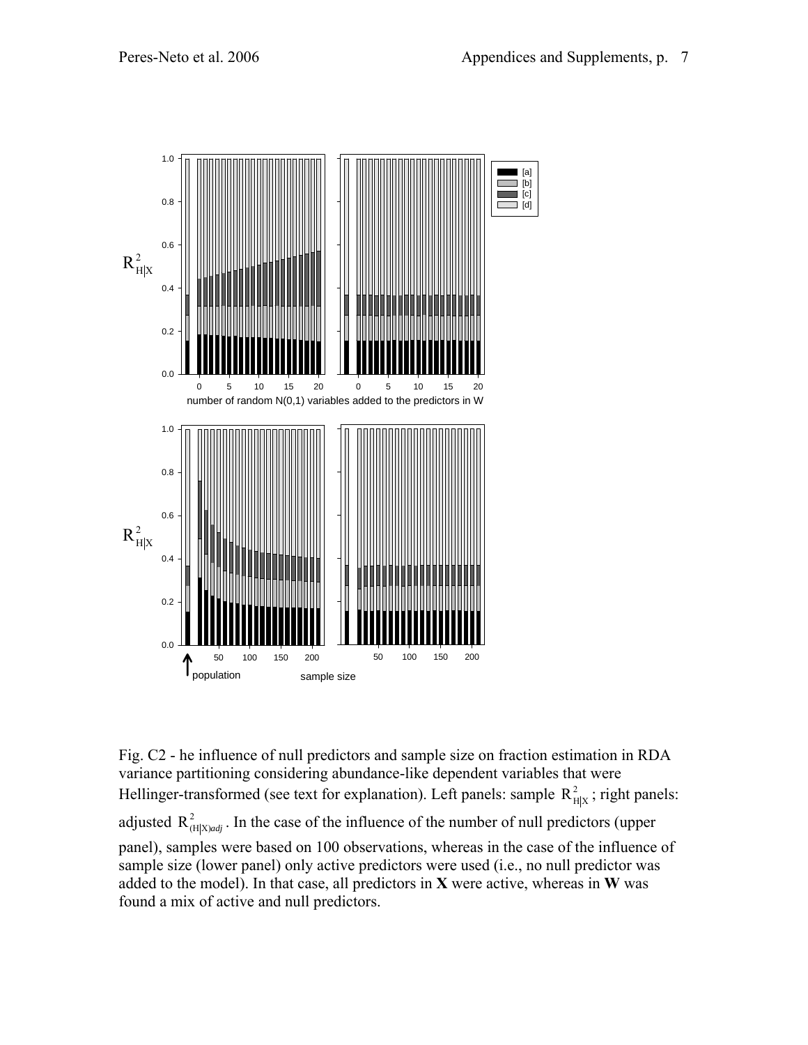Fig. C2 - he influence of null predictors and sample size on fraction estimation in RDA variance partitioning considering abundance-like dependent variables that were Hellinger-transformed (see text for explanation). Left panels: sample $R^2_{H|X}$ ; right panels: adjusted $R^2_{(H|X)adj}$ . In the case of the influence of the number of null predictors (upper panel), samples were based on 100 observations, whereas in the case of the influence of sample size (lower panel) only active predictors were used (i.e., no null predictor was added to the model). In that case, all predictors in **X** were active, whereas in **W** was found a mix of active and null predictors.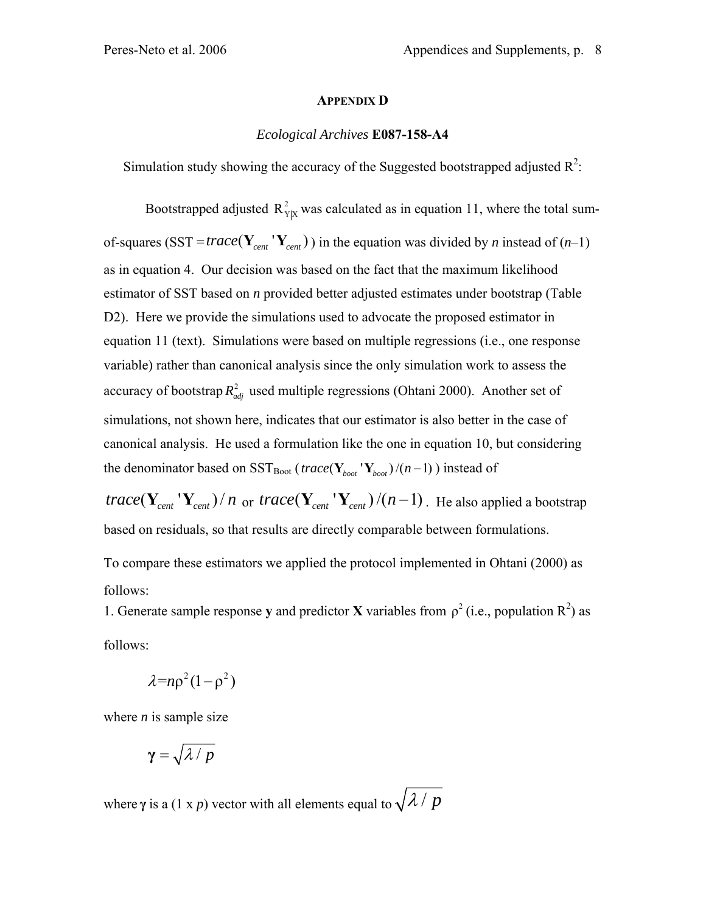## APPENDIX D

*Ecological Archives* **E087-158-A4**

Simulation study showing the accuracy of the Suggested bootstrapped adjusted $R^2$:

Bootstrapped adjusted $R^2_{Y|X}$ was calculated as in equation 11, where the total sum-of-squares (SST = $trace(\mathbf{Y}_{cent}'\mathbf{Y}_{cent})$ ) in the equation was divided by *n* instead of (*n*–1) as in equation 4. Our decision was based on the fact that the maximum likelihood estimator of SST based on *n* provided better adjusted estimates under bootstrap (Table D2). Here we provide the simulations used to advocate the proposed estimator in equation 11 (text). Simulations were based on multiple regressions (i.e., one response variable) rather than canonical analysis since the only simulation work to assess the accuracy of bootstrap $R^2_{adj}$ used multiple regressions (Ohtani 2000). Another set of simulations, not shown here, indicates that our estimator is also better in the case of canonical analysis. He used a formulation like the one in equation 10, but considering the denominator based on $SST_{Boot}$ ( $trace(\mathbf{Y}_{boot}'\mathbf{Y}_{boot})/(n-1)$ ) instead of $trace(\mathbf{Y}_{cent}'\mathbf{Y}_{cent})/n$ or $trace(\mathbf{Y}_{cent}'\mathbf{Y}_{cent})/(n-1)$. He also applied a bootstrap based on residuals, so that results are directly comparable between formulations.

To compare these estimators we applied the protocol implemented in Ohtani (2000) as follows:

1. Generate sample response **y** and predictor **X** variables from $\rho^2$ (i.e., population $R^2$) as follows:

$$\lambda = n\rho^2(1-\rho^2)$$

where *n* is sample size

$$\boldsymbol{\gamma} = \sqrt{\lambda / p}$$

where $\boldsymbol{\gamma}$ is a (1 x *p*) vector with all elements equal to $\sqrt{\lambda / p}$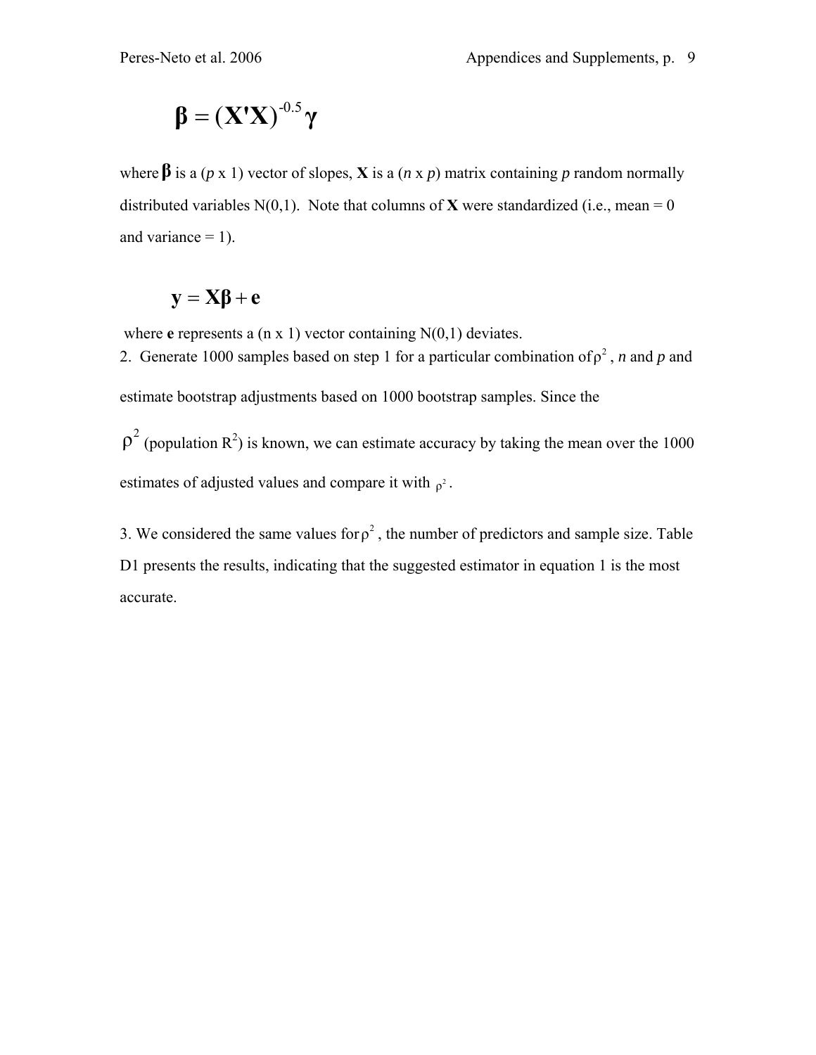$$\boldsymbol{\beta} = (\mathbf{X'X})^{-0.5}\boldsymbol{\gamma}$$

where $\boldsymbol{\beta}$ is a ($p$ x 1) vector of slopes, **X** is a ($n$ x $p$) matrix containing $p$ random normally distributed variables N(0,1). Note that columns of **X** were standardized (i.e., mean = 0 and variance = 1).

$$\mathbf{y} = \mathbf{X}\boldsymbol{\beta} + \mathbf{e}$$

where **e** represents a (n x 1) vector containing N(0,1) deviates.

2. Generate 1000 samples based on step 1 for a particular combination of $\rho^2$, $n$ and $p$ and estimate bootstrap adjustments based on 1000 bootstrap samples. Since the $\rho^2$ (population $R^2$) is known, we can estimate accuracy by taking the mean over the 1000 estimates of adjusted values and compare it with $\rho^2$.

3. We considered the same values for $\rho^2$, the number of predictors and sample size. Table D1 presents the results, indicating that the suggested estimator in equation 1 is the most accurate.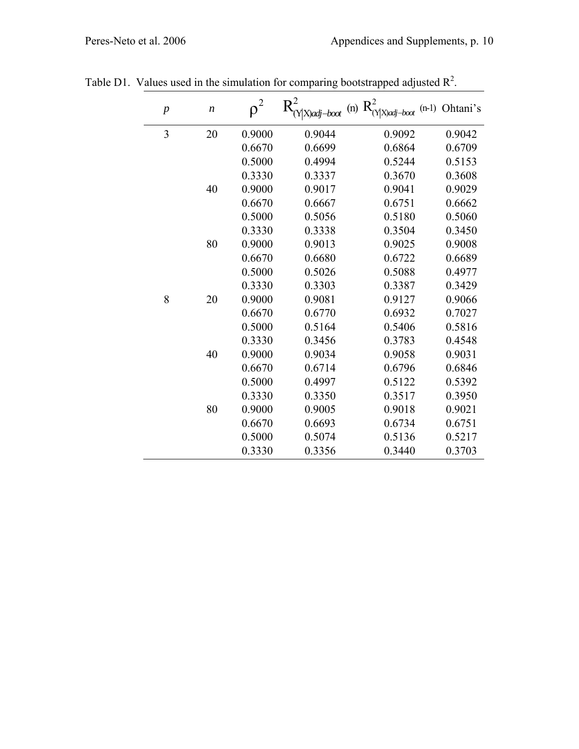Table D1. Values used in the simulation for comparing bootstrapped adjusted $R^2$.

| $p$ | $n$ | $\rho^2$ | $R^2_{(Y\|X)adj-boot}$ (n) | $R^2_{(Y\|X)adj-boot}$ (n-1) | Ohtani's |
|---|---|---|---|---|---|
| 3 | 20 | 0.9000 | 0.9044 | 0.9092 | 0.9042 |
| | | 0.6670 | 0.6699 | 0.6864 | 0.6709 |
| | | 0.5000 | 0.4994 | 0.5244 | 0.5153 |
| | | 0.3330 | 0.3337 | 0.3670 | 0.3608 |
| | 40 | 0.9000 | 0.9017 | 0.9041 | 0.9029 |
| | | 0.6670 | 0.6667 | 0.6751 | 0.6662 |
| | | 0.5000 | 0.5056 | 0.5180 | 0.5060 |
| | | 0.3330 | 0.3338 | 0.3504 | 0.3450 |
| | 80 | 0.9000 | 0.9013 | 0.9025 | 0.9008 |
| | | 0.6670 | 0.6680 | 0.6722 | 0.6689 |
| | | 0.5000 | 0.5026 | 0.5088 | 0.4977 |
| | | 0.3330 | 0.3303 | 0.3387 | 0.3429 |
| 8 | 20 | 0.9000 | 0.9081 | 0.9127 | 0.9066 |
| | | 0.6670 | 0.6770 | 0.6932 | 0.7027 |
| | | 0.5000 | 0.5164 | 0.5406 | 0.5816 |
| | | 0.3330 | 0.3456 | 0.3783 | 0.4548 |
| | 40 | 0.9000 | 0.9034 | 0.9058 | 0.9031 |
| | | 0.6670 | 0.6714 | 0.6796 | 0.6846 |
| | | 0.5000 | 0.4997 | 0.5122 | 0.5392 |
| | | 0.3330 | 0.3350 | 0.3517 | 0.3950 |
| | 80 | 0.9000 | 0.9005 | 0.9018 | 0.9021 |
| | | 0.6670 | 0.6693 | 0.6734 | 0.6751 |
| | | 0.5000 | 0.5074 | 0.5136 | 0.5217 |
| | | 0.3330 | 0.3356 | 0.3440 | 0.3703 |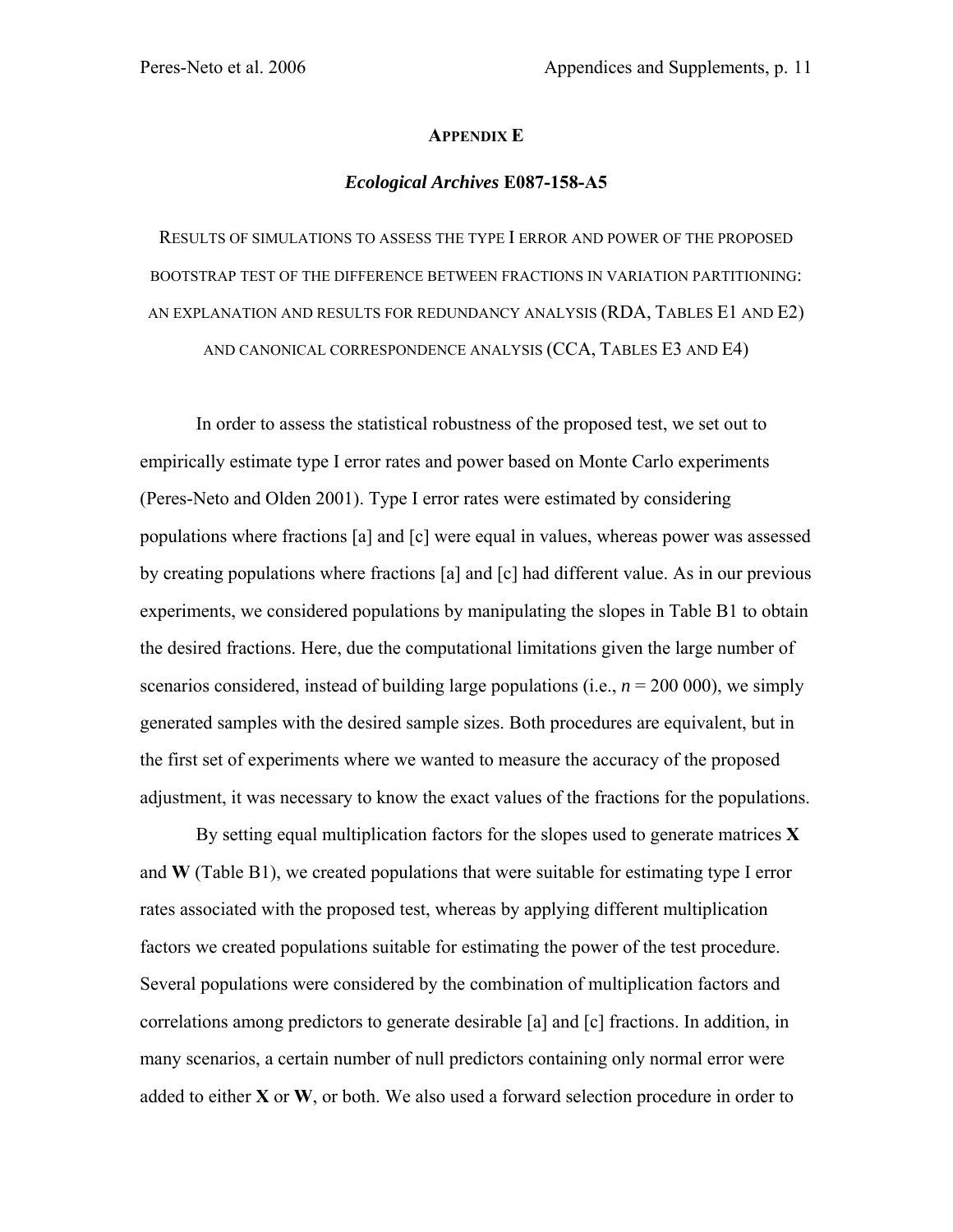## Appendix E

### *Ecological Archives* E087-158-A5

Results of simulations to assess the type I error and power of the proposed bootstrap test of the difference between fractions in variation partitioning: an explanation and results for redundancy analysis (RDA, Tables E1 and E2) and canonical correspondence analysis (CCA, Tables E3 and E4)

In order to assess the statistical robustness of the proposed test, we set out to empirically estimate type I error rates and power based on Monte Carlo experiments (Peres-Neto and Olden 2001). Type I error rates were estimated by considering populations where fractions [a] and [c] were equal in values, whereas power was assessed by creating populations where fractions [a] and [c] had different value. As in our previous experiments, we considered populations by manipulating the slopes in Table B1 to obtain the desired fractions. Here, due the computational limitations given the large number of scenarios considered, instead of building large populations (i.e., $n$ = 200 000), we simply generated samples with the desired sample sizes. Both procedures are equivalent, but in the first set of experiments where we wanted to measure the accuracy of the proposed adjustment, it was necessary to know the exact values of the fractions for the populations.

By setting equal multiplication factors for the slopes used to generate matrices **X** and **W** (Table B1), we created populations that were suitable for estimating type I error rates associated with the proposed test, whereas by applying different multiplication factors we created populations suitable for estimating the power of the test procedure. Several populations were considered by the combination of multiplication factors and correlations among predictors to generate desirable [a] and [c] fractions. In addition, in many scenarios, a certain number of null predictors containing only normal error were added to either **X** or **W**, or both. We also used a forward selection procedure in order to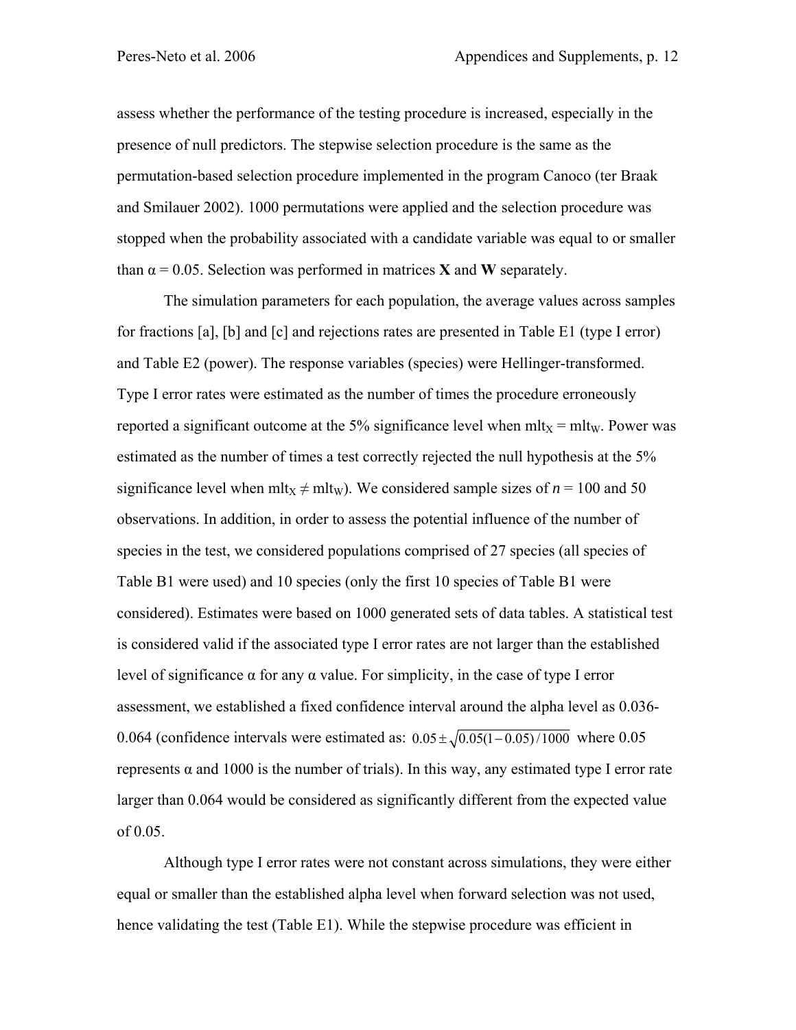assess whether the performance of the testing procedure is increased, especially in the presence of null predictors. The stepwise selection procedure is the same as the permutation-based selection procedure implemented in the program Canoco (ter Braak and Smilauer 2002). 1000 permutations were applied and the selection procedure was stopped when the probability associated with a candidate variable was equal to or smaller than $\alpha = 0.05$. Selection was performed in matrices **X** and **W** separately.

The simulation parameters for each population, the average values across samples for fractions [a], [b] and [c] and rejections rates are presented in Table E1 (type I error) and Table E2 (power). The response variables (species) were Hellinger-transformed. Type I error rates were estimated as the number of times the procedure erroneously reported a significant outcome at the 5% significance level when $\text{mlt}_X = \text{mlt}_W$. Power was estimated as the number of times a test correctly rejected the null hypothesis at the 5% significance level when $\text{mlt}_X \neq \text{mlt}_W$). We considered sample sizes of $n = 100$ and 50 observations. In addition, in order to assess the potential influence of the number of species in the test, we considered populations comprised of 27 species (all species of Table B1 were used) and 10 species (only the first 10 species of Table B1 were considered). Estimates were based on 1000 generated sets of data tables. A statistical test is considered valid if the associated type I error rates are not larger than the established level of significance $\alpha$ for any $\alpha$ value. For simplicity, in the case of type I error assessment, we established a fixed confidence interval around the alpha level as 0.036-0.064 (confidence intervals were estimated as: $0.05 \pm \sqrt{0.05(1-0.05)/1000}$ where 0.05 represents $\alpha$ and 1000 is the number of trials). In this way, any estimated type I error rate larger than 0.064 would be considered as significantly different from the expected value of 0.05.

Although type I error rates were not constant across simulations, they were either equal or smaller than the established alpha level when forward selection was not used, hence validating the test (Table E1). While the stepwise procedure was efficient in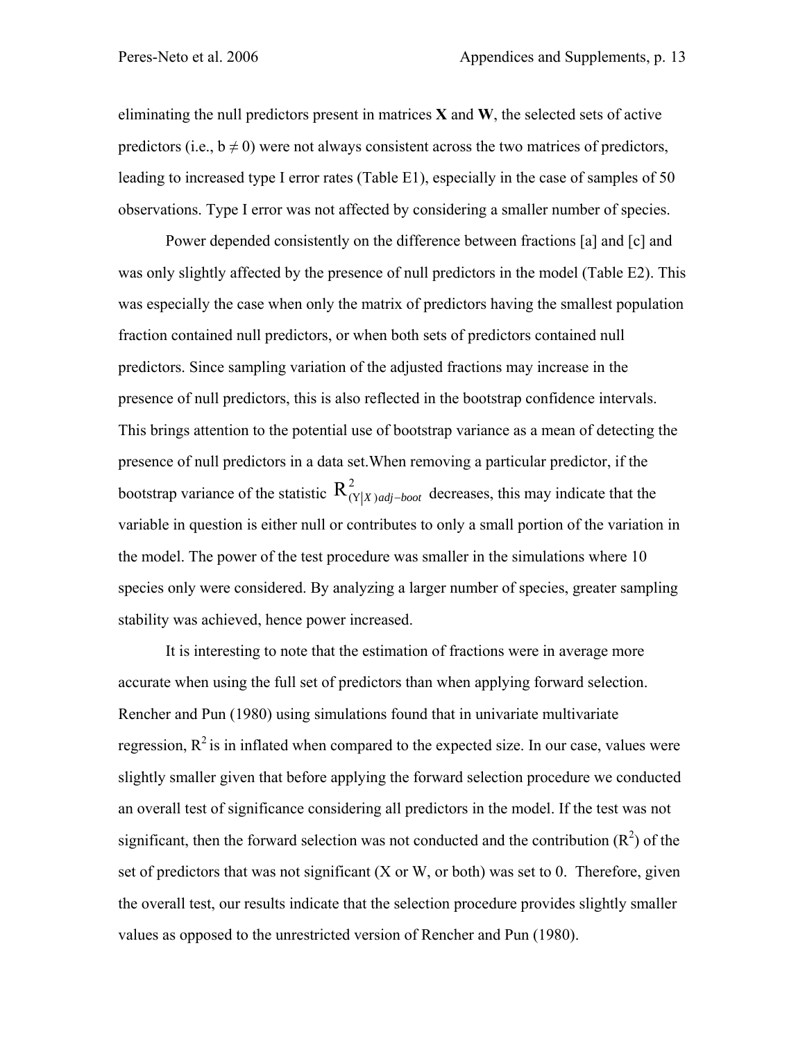eliminating the null predictors present in matrices **X** and **W**, the selected sets of active predictors (i.e., $b \neq 0$) were not always consistent across the two matrices of predictors, leading to increased type I error rates (Table E1), especially in the case of samples of 50 observations. Type I error was not affected by considering a smaller number of species.

Power depended consistently on the difference between fractions [a] and [c] and was only slightly affected by the presence of null predictors in the model (Table E2). This was especially the case when only the matrix of predictors having the smallest population fraction contained null predictors, or when both sets of predictors contained null predictors. Since sampling variation of the adjusted fractions may increase in the presence of null predictors, this is also reflected in the bootstrap confidence intervals. This brings attention to the potential use of bootstrap variance as a mean of detecting the presence of null predictors in a data set.When removing a particular predictor, if the bootstrap variance of the statistic $R^2_{(Y|X)adj-boot}$ decreases, this may indicate that the variable in question is either null or contributes to only a small portion of the variation in the model. The power of the test procedure was smaller in the simulations where 10 species only were considered. By analyzing a larger number of species, greater sampling stability was achieved, hence power increased.

It is interesting to note that the estimation of fractions were in average more accurate when using the full set of predictors than when applying forward selection. Rencher and Pun (1980) using simulations found that in univariate multivariate regression, $R^2$ is in inflated when compared to the expected size. In our case, values were slightly smaller given that before applying the forward selection procedure we conducted an overall test of significance considering all predictors in the model. If the test was not significant, then the forward selection was not conducted and the contribution ($R^2$) of the set of predictors that was not significant (X or W, or both) was set to 0. Therefore, given the overall test, our results indicate that the selection procedure provides slightly smaller values as opposed to the unrestricted version of Rencher and Pun (1980).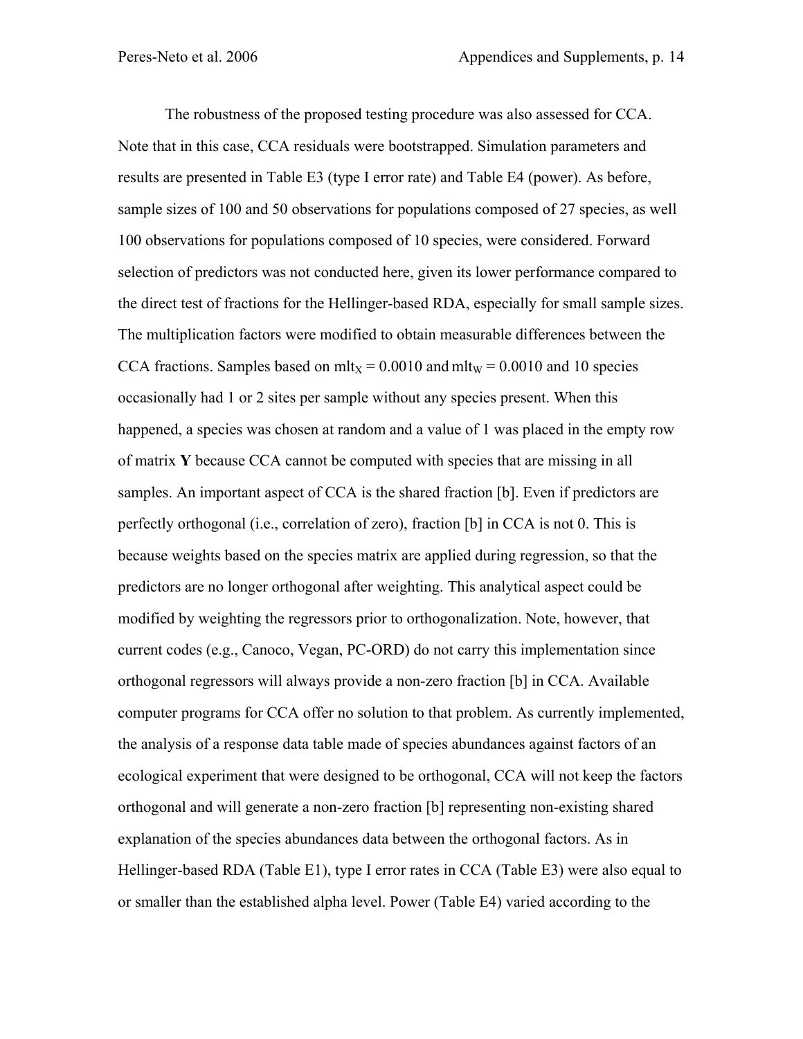The robustness of the proposed testing procedure was also assessed for CCA. Note that in this case, CCA residuals were bootstrapped. Simulation parameters and results are presented in Table E3 (type I error rate) and Table E4 (power). As before, sample sizes of 100 and 50 observations for populations composed of 27 species, as well 100 observations for populations composed of 10 species, were considered. Forward selection of predictors was not conducted here, given its lower performance compared to the direct test of fractions for the Hellinger-based RDA, especially for small sample sizes. The multiplication factors were modified to obtain measurable differences between the CCA fractions. Samples based on $mlt_X = 0.0010$ and $mlt_W = 0.0010$ and 10 species occasionally had 1 or 2 sites per sample without any species present. When this happened, a species was chosen at random and a value of 1 was placed in the empty row of matrix **Y** because CCA cannot be computed with species that are missing in all samples. An important aspect of CCA is the shared fraction [b]. Even if predictors are perfectly orthogonal (i.e., correlation of zero), fraction [b] in CCA is not 0. This is because weights based on the species matrix are applied during regression, so that the predictors are no longer orthogonal after weighting. This analytical aspect could be modified by weighting the regressors prior to orthogonalization. Note, however, that current codes (e.g., Canoco, Vegan, PC-ORD) do not carry this implementation since orthogonal regressors will always provide a non-zero fraction [b] in CCA. Available computer programs for CCA offer no solution to that problem. As currently implemented, the analysis of a response data table made of species abundances against factors of an ecological experiment that were designed to be orthogonal, CCA will not keep the factors orthogonal and will generate a non-zero fraction [b] representing non-existing shared explanation of the species abundances data between the orthogonal factors. As in Hellinger-based RDA (Table E1), type I error rates in CCA (Table E3) were also equal to or smaller than the established alpha level. Power (Table E4) varied according to the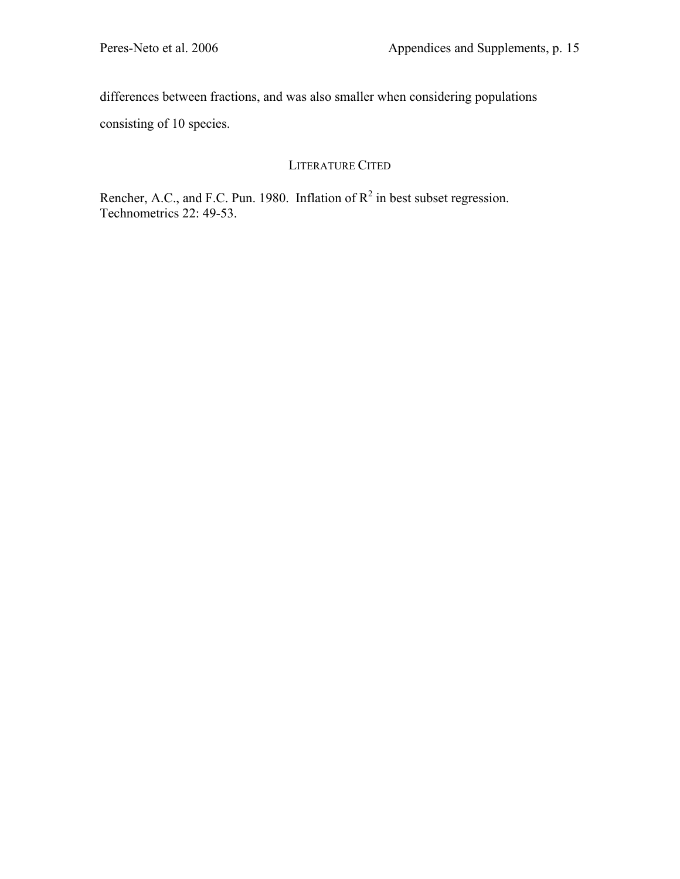differences between fractions, and was also smaller when considering populations consisting of 10 species.

## LITERATURE CITED

Rencher, A.C., and F.C. Pun. 1980. Inflation of $R^2$ in best subset regression. Technometrics 22: 49-53.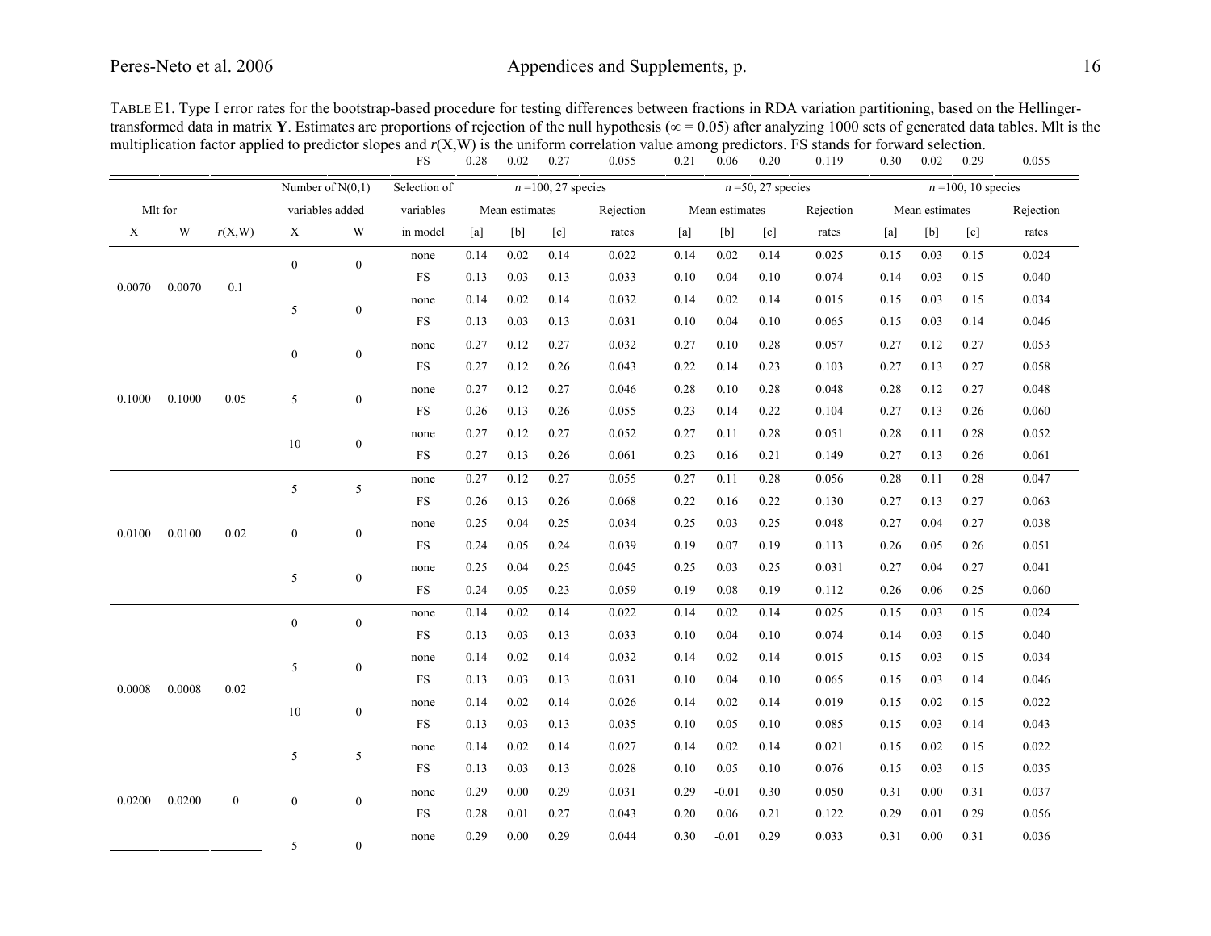TABLE E1. Type I error rates for the bootstrap-based procedure for testing differences between fractions in RDA variation partitioning, based on the Hellinger-transformed data in matrix **Y**. Estimates are proportions of rejection of the null hypothesis ($\propto = 0.05$) after analyzing 1000 sets of generated data tables. Mlt is the multiplication factor applied to predictor slopes and $r$(X,W) is the uniform correlation value among predictors. FS stands for forward selection.

| | | | | | FS | 0.28 | 0.02 | 0.27 | 0.055 | 0.21 | 0.06 | 0.20 | 0.119 | 0.30 | 0.02 | 0.29 | 0.055 |
|---|---|---|---|---|---|---|---|---|---|---|---|---|---|---|---|---|---|
| Mlt for | | | Number of N(0,1) variables added | | Selection of variables | $n$ =100, 27 species | | | | $n$ =50, 27 species | | | | $n$ =100, 10 species | | | |
| | | | | | | Mean estimates | | | Rejection | Mean estimates | | | Rejection | Mean estimates | | | Rejection |
| X | W | $r$(X,W) | X | W | in model | [a] | [b] | [c] | rates | [a] | [b] | [c] | rates | [a] | [b] | [c] | rates |
| 0.0070 | 0.0070 | 0.1 | 0 | 0 | none | 0.14 | 0.02 | 0.14 | 0.022 | 0.14 | 0.02 | 0.14 | 0.025 | 0.15 | 0.03 | 0.15 | 0.024 |
| | | | | | FS | 0.13 | 0.03 | 0.13 | 0.033 | 0.10 | 0.04 | 0.10 | 0.074 | 0.14 | 0.03 | 0.15 | 0.040 |
| | | | 5 | 0 | none | 0.14 | 0.02 | 0.14 | 0.032 | 0.14 | 0.02 | 0.14 | 0.015 | 0.15 | 0.03 | 0.15 | 0.034 |
| | | | | | FS | 0.13 | 0.03 | 0.13 | 0.031 | 0.10 | 0.04 | 0.10 | 0.065 | 0.15 | 0.03 | 0.14 | 0.046 |
| 0.1000 | 0.1000 | 0.05 | 0 | 0 | none | 0.27 | 0.12 | 0.27 | 0.032 | 0.27 | 0.10 | 0.28 | 0.057 | 0.27 | 0.12 | 0.27 | 0.053 |
| | | | | | FS | 0.27 | 0.12 | 0.26 | 0.043 | 0.22 | 0.14 | 0.23 | 0.103 | 0.27 | 0.13 | 0.27 | 0.058 |
| | | | 5 | 0 | none | 0.27 | 0.12 | 0.27 | 0.046 | 0.28 | 0.10 | 0.28 | 0.048 | 0.28 | 0.12 | 0.27 | 0.048 |
| | | | | | FS | 0.26 | 0.13 | 0.26 | 0.055 | 0.23 | 0.14 | 0.22 | 0.104 | 0.27 | 0.13 | 0.26 | 0.060 |
| | | | 10 | 0 | none | 0.27 | 0.12 | 0.27 | 0.052 | 0.27 | 0.11 | 0.28 | 0.051 | 0.28 | 0.11 | 0.28 | 0.052 |
| | | | | | FS | 0.27 | 0.13 | 0.26 | 0.061 | 0.23 | 0.16 | 0.21 | 0.149 | 0.27 | 0.13 | 0.26 | 0.061 |
| | | | 5 | 5 | none | 0.27 | 0.12 | 0.27 | 0.055 | 0.27 | 0.11 | 0.28 | 0.056 | 0.28 | 0.11 | 0.28 | 0.047 |
| | | | | | FS | 0.26 | 0.13 | 0.26 | 0.068 | 0.22 | 0.16 | 0.22 | 0.130 | 0.27 | 0.13 | 0.27 | 0.063 |
| 0.0100 | 0.0100 | 0.02 | 0 | 0 | none | 0.25 | 0.04 | 0.25 | 0.034 | 0.25 | 0.03 | 0.25 | 0.048 | 0.27 | 0.04 | 0.27 | 0.038 |
| | | | | | FS | 0.24 | 0.05 | 0.24 | 0.039 | 0.19 | 0.07 | 0.19 | 0.113 | 0.26 | 0.05 | 0.26 | 0.051 |
| | | | 5 | 0 | none | 0.25 | 0.04 | 0.25 | 0.045 | 0.25 | 0.03 | 0.25 | 0.031 | 0.27 | 0.04 | 0.27 | 0.041 |
| | | | | | FS | 0.24 | 0.05 | 0.23 | 0.059 | 0.19 | 0.08 | 0.19 | 0.112 | 0.26 | 0.06 | 0.25 | 0.060 |
| 0.0008 | 0.0008 | 0.02 | 0 | 0 | none | 0.14 | 0.02 | 0.14 | 0.022 | 0.14 | 0.02 | 0.14 | 0.025 | 0.15 | 0.03 | 0.15 | 0.024 |
| | | | | | FS | 0.13 | 0.03 | 0.13 | 0.033 | 0.10 | 0.04 | 0.10 | 0.074 | 0.14 | 0.03 | 0.15 | 0.040 |
| | | | 5 | 0 | none | 0.14 | 0.02 | 0.14 | 0.032 | 0.14 | 0.02 | 0.14 | 0.015 | 0.15 | 0.03 | 0.15 | 0.034 |
| | | | | | FS | 0.13 | 0.03 | 0.13 | 0.031 | 0.10 | 0.04 | 0.10 | 0.065 | 0.15 | 0.03 | 0.14 | 0.046 |
| | | | 10 | 0 | none | 0.14 | 0.02 | 0.14 | 0.026 | 0.14 | 0.02 | 0.14 | 0.019 | 0.15 | 0.02 | 0.15 | 0.022 |
| | | | | | FS | 0.13 | 0.03 | 0.13 | 0.035 | 0.10 | 0.05 | 0.10 | 0.085 | 0.15 | 0.03 | 0.14 | 0.043 |
| | | | 5 | 5 | none | 0.14 | 0.02 | 0.14 | 0.027 | 0.14 | 0.02 | 0.14 | 0.021 | 0.15 | 0.02 | 0.15 | 0.022 |
| | | | | | FS | 0.13 | 0.03 | 0.13 | 0.028 | 0.10 | 0.05 | 0.10 | 0.076 | 0.15 | 0.03 | 0.15 | 0.035 |
| 0.0200 | 0.0200 | 0 | 0 | 0 | none | 0.29 | 0.00 | 0.29 | 0.031 | 0.29 | -0.01 | 0.30 | 0.050 | 0.31 | 0.00 | 0.31 | 0.037 |
| | | | | | FS | 0.28 | 0.01 | 0.27 | 0.043 | 0.20 | 0.06 | 0.21 | 0.122 | 0.29 | 0.01 | 0.29 | 0.056 |
| | | | 5 | 0 | none | 0.29 | 0.00 | 0.29 | 0.044 | 0.30 | -0.01 | 0.29 | 0.033 | 0.31 | 0.00 | 0.31 | 0.036 |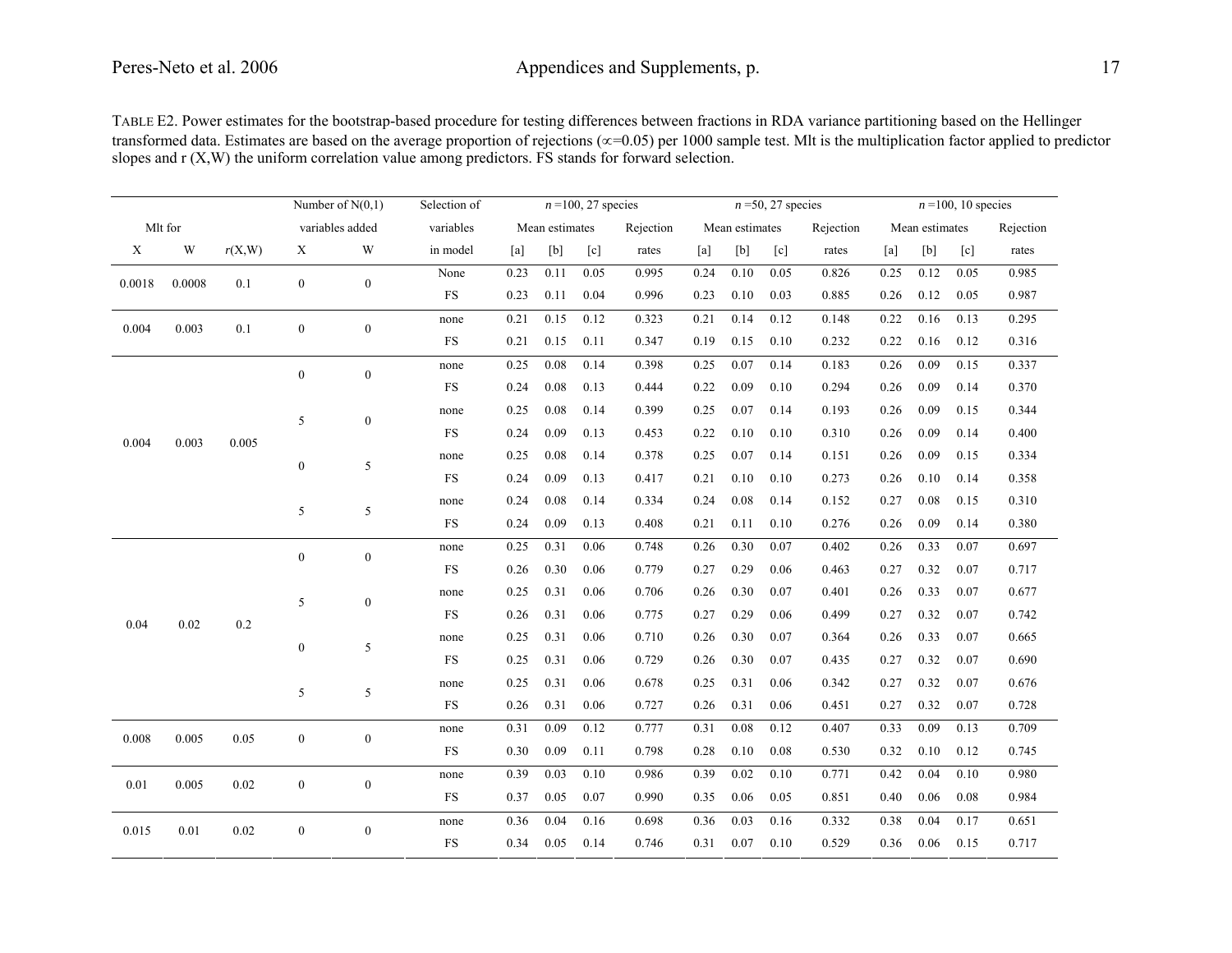TABLE E2. Power estimates for the bootstrap-based procedure for testing differences between fractions in RDA variance partitioning based on the Hellinger transformed data. Estimates are based on the average proportion of rejections ($\alpha$=0.05) per 1000 sample test. Mlt is the multiplication factor applied to predictor slopes and r (X,W) the uniform correlation value among predictors. FS stands for forward selection.

| Mlt for | | | Number of N(0,1) variables added | | Selection of variables | $n$ =100, 27 species | | | | $n$ =50, 27 species | | | | $n$ =100, 10 species | | | |
|---|---|---|---|---|---|---|---|---|---|---|---|---|---|---|---|---|---|
| | | | | | | Mean estimates | | | Rejection rates | Mean estimates | | | Rejection rates | Mean estimates | | | Rejection rates |
| X | W | $r$(X,W) | X | W | in model | [a] | [b] | [c] | | [a] | [b] | [c] | | [a] | [b] | [c] | |
| 0.0018 | 0.0008 | 0.1 | 0 | 0 | None | 0.23 | 0.11 | 0.05 | 0.995 | 0.24 | 0.10 | 0.05 | 0.826 | 0.25 | 0.12 | 0.05 | 0.985 |
| | | | | | FS | 0.23 | 0.11 | 0.04 | 0.996 | 0.23 | 0.10 | 0.03 | 0.885 | 0.26 | 0.12 | 0.05 | 0.987 |
| 0.004 | 0.003 | 0.1 | 0 | 0 | none | 0.21 | 0.15 | 0.12 | 0.323 | 0.21 | 0.14 | 0.12 | 0.148 | 0.22 | 0.16 | 0.13 | 0.295 |
| | | | | | FS | 0.21 | 0.15 | 0.11 | 0.347 | 0.19 | 0.15 | 0.10 | 0.232 | 0.22 | 0.16 | 0.12 | 0.316 |
| 0.004 | 0.003 | 0.005 | 0 | 0 | none | 0.25 | 0.08 | 0.14 | 0.398 | 0.25 | 0.07 | 0.14 | 0.183 | 0.26 | 0.09 | 0.15 | 0.337 |
| | | | | | FS | 0.24 | 0.08 | 0.13 | 0.444 | 0.22 | 0.09 | 0.10 | 0.294 | 0.26 | 0.09 | 0.14 | 0.370 |
| | | | 5 | 0 | none | 0.25 | 0.08 | 0.14 | 0.399 | 0.25 | 0.07 | 0.14 | 0.193 | 0.26 | 0.09 | 0.15 | 0.344 |
| | | | | | FS | 0.24 | 0.09 | 0.13 | 0.453 | 0.22 | 0.10 | 0.10 | 0.310 | 0.26 | 0.09 | 0.14 | 0.400 |
| | | | 0 | 5 | none | 0.25 | 0.08 | 0.14 | 0.378 | 0.25 | 0.07 | 0.14 | 0.151 | 0.26 | 0.09 | 0.15 | 0.334 |
| | | | | | FS | 0.24 | 0.09 | 0.13 | 0.417 | 0.21 | 0.10 | 0.10 | 0.273 | 0.26 | 0.10 | 0.14 | 0.358 |
| | | | 5 | 5 | none | 0.24 | 0.08 | 0.14 | 0.334 | 0.24 | 0.08 | 0.14 | 0.152 | 0.27 | 0.08 | 0.15 | 0.310 |
| | | | | | FS | 0.24 | 0.09 | 0.13 | 0.408 | 0.21 | 0.11 | 0.10 | 0.276 | 0.26 | 0.09 | 0.14 | 0.380 |
| 0.04 | 0.02 | 0.2 | 0 | 0 | none | 0.25 | 0.31 | 0.06 | 0.748 | 0.26 | 0.30 | 0.07 | 0.402 | 0.26 | 0.33 | 0.07 | 0.697 |
| | | | | | FS | 0.26 | 0.30 | 0.06 | 0.779 | 0.27 | 0.29 | 0.06 | 0.463 | 0.27 | 0.32 | 0.07 | 0.717 |
| | | | 5 | 0 | none | 0.25 | 0.31 | 0.06 | 0.706 | 0.26 | 0.30 | 0.07 | 0.401 | 0.26 | 0.33 | 0.07 | 0.677 |
| | | | | | FS | 0.26 | 0.31 | 0.06 | 0.775 | 0.27 | 0.29 | 0.06 | 0.499 | 0.27 | 0.32 | 0.07 | 0.742 |
| | | | 0 | 5 | none | 0.25 | 0.31 | 0.06 | 0.710 | 0.26 | 0.30 | 0.07 | 0.364 | 0.26 | 0.33 | 0.07 | 0.665 |
| | | | | | FS | 0.25 | 0.31 | 0.06 | 0.729 | 0.26 | 0.30 | 0.07 | 0.435 | 0.27 | 0.32 | 0.07 | 0.690 |
| | | | 5 | 5 | none | 0.25 | 0.31 | 0.06 | 0.678 | 0.25 | 0.31 | 0.06 | 0.342 | 0.27 | 0.32 | 0.07 | 0.676 |
| | | | | | FS | 0.26 | 0.31 | 0.06 | 0.727 | 0.26 | 0.31 | 0.06 | 0.451 | 0.27 | 0.32 | 0.07 | 0.728 |
| 0.008 | 0.005 | 0.05 | 0 | 0 | none | 0.31 | 0.09 | 0.12 | 0.777 | 0.31 | 0.08 | 0.12 | 0.407 | 0.33 | 0.09 | 0.13 | 0.709 |
| | | | | | FS | 0.30 | 0.09 | 0.11 | 0.798 | 0.28 | 0.10 | 0.08 | 0.530 | 0.32 | 0.10 | 0.12 | 0.745 |
| 0.01 | 0.005 | 0.02 | 0 | 0 | none | 0.39 | 0.03 | 0.10 | 0.986 | 0.39 | 0.02 | 0.10 | 0.771 | 0.42 | 0.04 | 0.10 | 0.980 |
| | | | | | FS | 0.37 | 0.05 | 0.07 | 0.990 | 0.35 | 0.06 | 0.05 | 0.851 | 0.40 | 0.06 | 0.08 | 0.984 |
| 0.015 | 0.01 | 0.02 | 0 | 0 | none | 0.36 | 0.04 | 0.16 | 0.698 | 0.36 | 0.03 | 0.16 | 0.332 | 0.38 | 0.04 | 0.17 | 0.651 |
| | | | | | FS | 0.34 | 0.05 | 0.14 | 0.746 | 0.31 | 0.07 | 0.10 | 0.529 | 0.36 | 0.06 | 0.15 | 0.717 |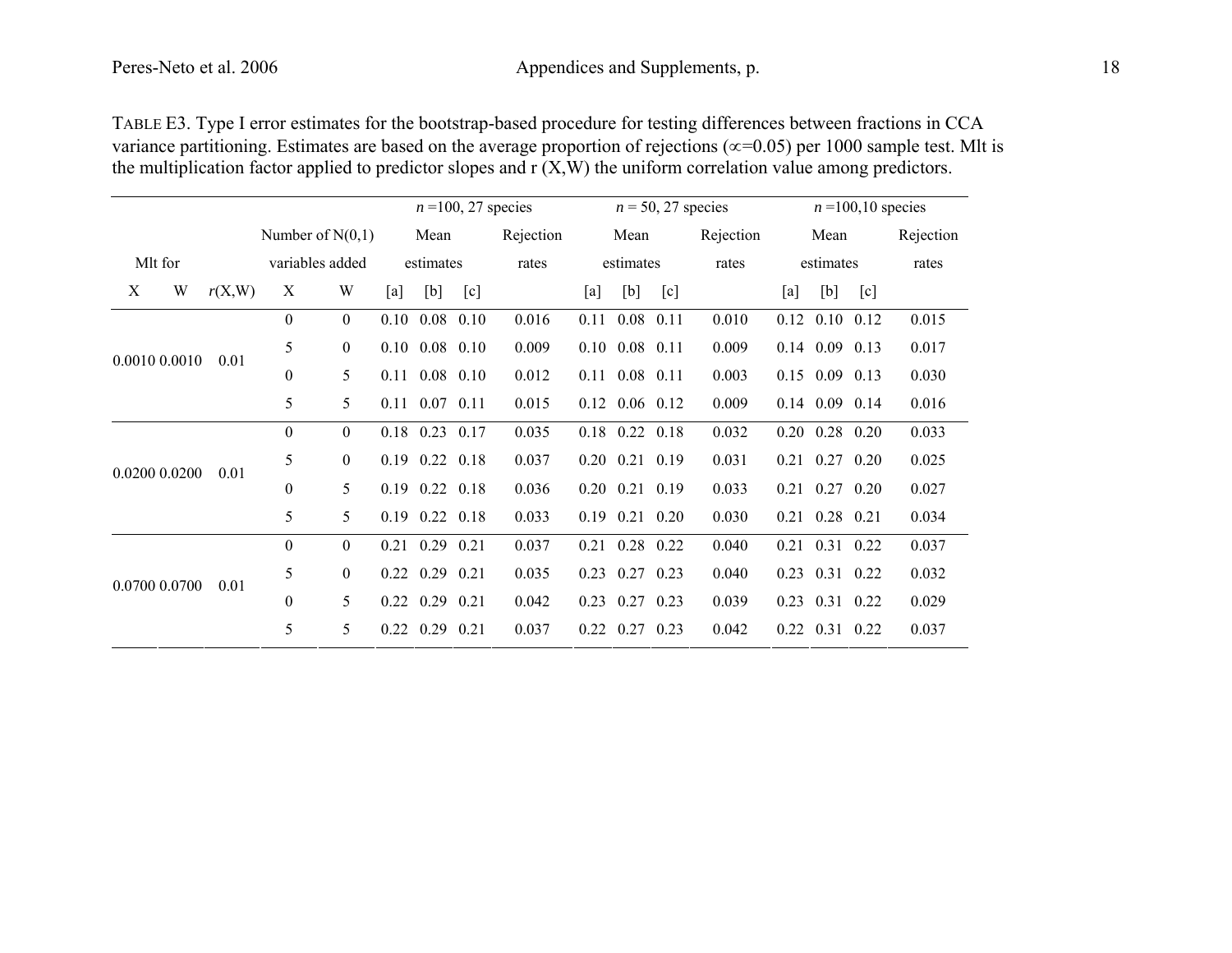TABLE E3. Type I error estimates for the bootstrap-based procedure for testing differences between fractions in CCA variance partitioning. Estimates are based on the average proportion of rejections ($\alpha$=0.05) per 1000 sample test. Mlt is the multiplication factor applied to predictor slopes and r (X,W) the uniform correlation value among predictors.

| Mlt for | | | Number of N(0,1) variables added | | *n* =100, 27 species | | | | *n* = 50, 27 species | | | | *n* =100,10 species | | | |
|---|---|---|---|---|---|---|---|---|---|---|---|---|---|---|---|---|
| | | | | | Mean estimates | | | Rejection rates | Mean estimates | | | Rejection rates | Mean estimates | | | Rejection rates |
| X | W | *r*(X,W) | X | W | [a] | [b] | [c] | | [a] | [b] | [c] | | [a] | [b] | [c] | |
| 0.0010 | 0.0010 | 0.01 | 0 | 0 | 0.10 | 0.08 | 0.10 | 0.016 | 0.11 | 0.08 | 0.11 | 0.010 | 0.12 | 0.10 | 0.12 | 0.015 |
| | | | 5 | 0 | 0.10 | 0.08 | 0.10 | 0.009 | 0.10 | 0.08 | 0.11 | 0.009 | 0.14 | 0.09 | 0.13 | 0.017 |
| | | | 0 | 5 | 0.11 | 0.08 | 0.10 | 0.012 | 0.11 | 0.08 | 0.11 | 0.003 | 0.15 | 0.09 | 0.13 | 0.030 |
| | | | 5 | 5 | 0.11 | 0.07 | 0.11 | 0.015 | 0.12 | 0.06 | 0.12 | 0.009 | 0.14 | 0.09 | 0.14 | 0.016 |
| 0.0200 | 0.0200 | 0.01 | 0 | 0 | 0.18 | 0.23 | 0.17 | 0.035 | 0.18 | 0.22 | 0.18 | 0.032 | 0.20 | 0.28 | 0.20 | 0.033 |
| | | | 5 | 0 | 0.19 | 0.22 | 0.18 | 0.037 | 0.20 | 0.21 | 0.19 | 0.031 | 0.21 | 0.27 | 0.20 | 0.025 |
| | | | 0 | 5 | 0.19 | 0.22 | 0.18 | 0.036 | 0.20 | 0.21 | 0.19 | 0.033 | 0.21 | 0.27 | 0.20 | 0.027 |
| | | | 5 | 5 | 0.19 | 0.22 | 0.18 | 0.033 | 0.19 | 0.21 | 0.20 | 0.030 | 0.21 | 0.28 | 0.21 | 0.034 |
| 0.0700 | 0.0700 | 0.01 | 0 | 0 | 0.21 | 0.29 | 0.21 | 0.037 | 0.21 | 0.28 | 0.22 | 0.040 | 0.21 | 0.31 | 0.22 | 0.037 |
| | | | 5 | 0 | 0.22 | 0.29 | 0.21 | 0.035 | 0.23 | 0.27 | 0.23 | 0.040 | 0.23 | 0.31 | 0.22 | 0.032 |
| | | | 0 | 5 | 0.22 | 0.29 | 0.21 | 0.042 | 0.23 | 0.27 | 0.23 | 0.039 | 0.23 | 0.31 | 0.22 | 0.029 |
| | | | 5 | 5 | 0.22 | 0.29 | 0.21 | 0.037 | 0.22 | 0.27 | 0.23 | 0.042 | 0.22 | 0.31 | 0.22 | 0.037 |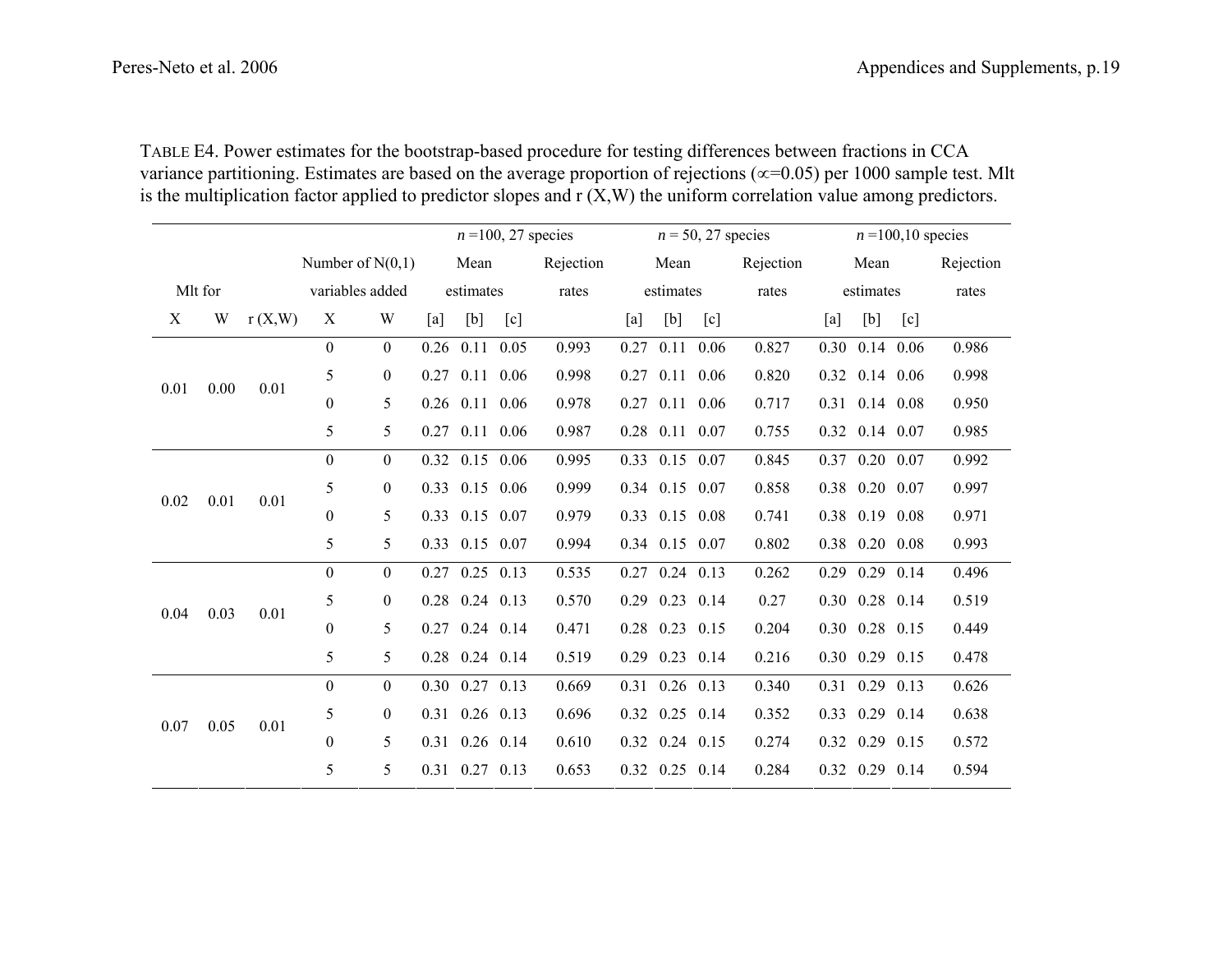TABLE E4. Power estimates for the bootstrap-based procedure for testing differences between fractions in CCA variance partitioning. Estimates are based on the average proportion of rejections ($\propto$=0.05) per 1000 sample test. Mlt is the multiplication factor applied to predictor slopes and r (X,W) the uniform correlation value among predictors.

| Mlt for | | | Number of N(0,1) variables added | | *n* =100, 27 species | | | | *n* = 50, 27 species | | | | *n* =100,10 species | | | |
|---|---|---|---|---|---|---|---|---|---|---|---|---|---|---|---|---|
| | | | | | Mean estimates | | | Rejection rates | Mean estimates | | | Rejection rates | Mean estimates | | | Rejection rates |
| X | W | r (X,W) | X | W | [a] | [b] | [c] | | [a] | [b] | [c] | | [a] | [b] | [c] | |
| 0.01 | 0.00 | 0.01 | 0 | 0 | 0.26 | 0.11 | 0.05 | 0.993 | 0.27 | 0.11 | 0.06 | 0.827 | 0.30 | 0.14 | 0.06 | 0.986 |
| | | | 5 | 0 | 0.27 | 0.11 | 0.06 | 0.998 | 0.27 | 0.11 | 0.06 | 0.820 | 0.32 | 0.14 | 0.06 | 0.998 |
| | | | 0 | 5 | 0.26 | 0.11 | 0.06 | 0.978 | 0.27 | 0.11 | 0.06 | 0.717 | 0.31 | 0.14 | 0.08 | 0.950 |
| | | | 5 | 5 | 0.27 | 0.11 | 0.06 | 0.987 | 0.28 | 0.11 | 0.07 | 0.755 | 0.32 | 0.14 | 0.07 | 0.985 |
| 0.02 | 0.01 | 0.01 | 0 | 0 | 0.32 | 0.15 | 0.06 | 0.995 | 0.33 | 0.15 | 0.07 | 0.845 | 0.37 | 0.20 | 0.07 | 0.992 |
| | | | 5 | 0 | 0.33 | 0.15 | 0.06 | 0.999 | 0.34 | 0.15 | 0.07 | 0.858 | 0.38 | 0.20 | 0.07 | 0.997 |
| | | | 0 | 5 | 0.33 | 0.15 | 0.07 | 0.979 | 0.33 | 0.15 | 0.08 | 0.741 | 0.38 | 0.19 | 0.08 | 0.971 |
| | | | 5 | 5 | 0.33 | 0.15 | 0.07 | 0.994 | 0.34 | 0.15 | 0.07 | 0.802 | 0.38 | 0.20 | 0.08 | 0.993 |
| 0.04 | 0.03 | 0.01 | 0 | 0 | 0.27 | 0.25 | 0.13 | 0.535 | 0.27 | 0.24 | 0.13 | 0.262 | 0.29 | 0.29 | 0.14 | 0.496 |
| | | | 5 | 0 | 0.28 | 0.24 | 0.13 | 0.570 | 0.29 | 0.23 | 0.14 | 0.27 | 0.30 | 0.28 | 0.14 | 0.519 |
| | | | 0 | 5 | 0.27 | 0.24 | 0.14 | 0.471 | 0.28 | 0.23 | 0.15 | 0.204 | 0.30 | 0.28 | 0.15 | 0.449 |
| | | | 5 | 5 | 0.28 | 0.24 | 0.14 | 0.519 | 0.29 | 0.23 | 0.14 | 0.216 | 0.30 | 0.29 | 0.15 | 0.478 |
| 0.07 | 0.05 | 0.01 | 0 | 0 | 0.30 | 0.27 | 0.13 | 0.669 | 0.31 | 0.26 | 0.13 | 0.340 | 0.31 | 0.29 | 0.13 | 0.626 |
| | | | 5 | 0 | 0.31 | 0.26 | 0.13 | 0.696 | 0.32 | 0.25 | 0.14 | 0.352 | 0.33 | 0.29 | 0.14 | 0.638 |
| | | | 0 | 5 | 0.31 | 0.26 | 0.14 | 0.610 | 0.32 | 0.24 | 0.15 | 0.274 | 0.32 | 0.29 | 0.15 | 0.572 |
| | | | 5 | 5 | 0.31 | 0.27 | 0.13 | 0.653 | 0.32 | 0.25 | 0.14 | 0.284 | 0.32 | 0.29 | 0.14 | 0.594 |